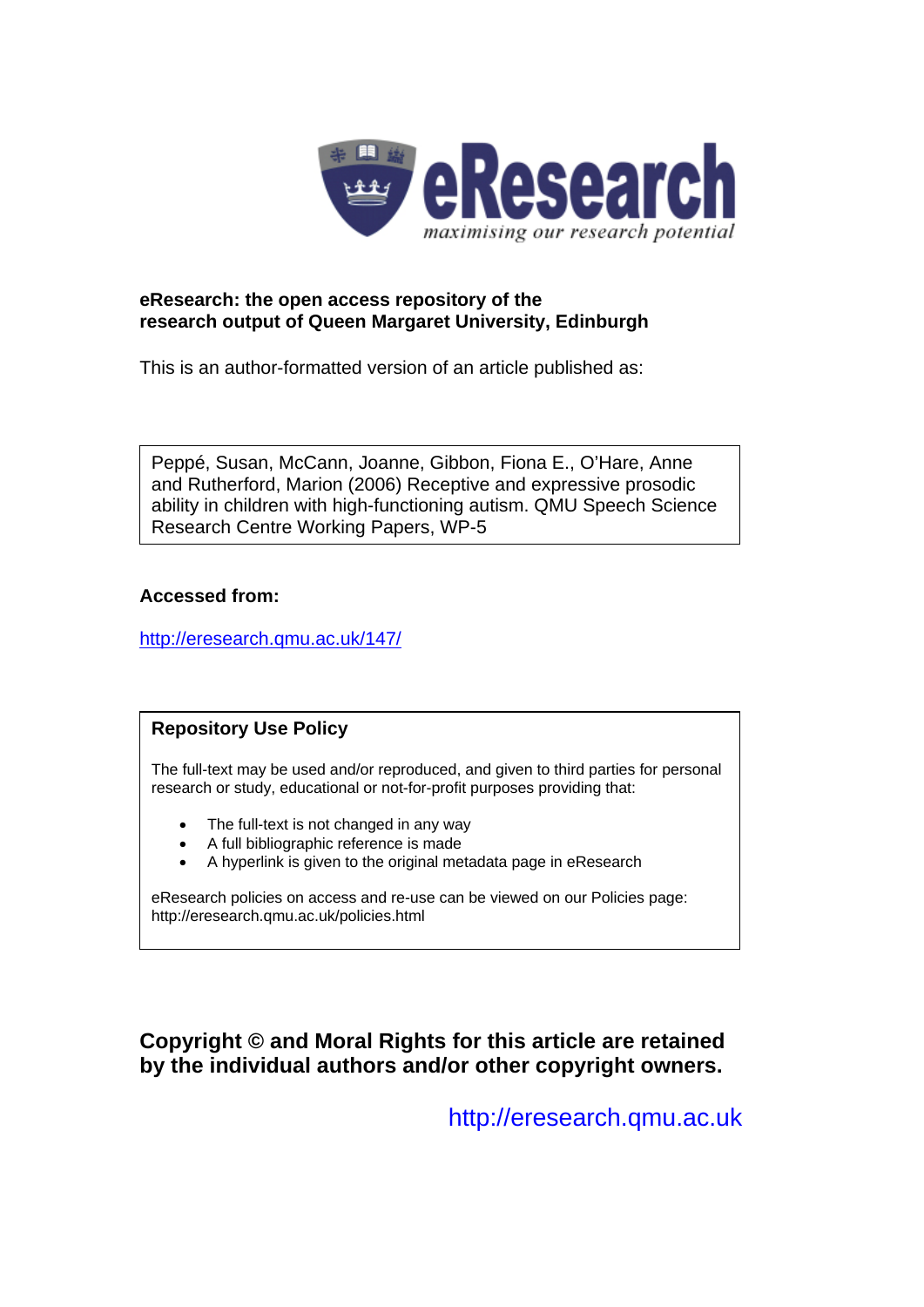**eResearch: the open access repository of the research output of Queen Margaret University, Edinburgh**

This is an author-formatted version of an article published as:

Peppé, Susan, McCann, Joanne, Gibbon, Fiona E., O'Hare, Anne and Rutherford, Marion (2006) Receptive and expressive prosodic ability in children with high-functioning autism. QMU Speech Science Research Centre Working Papers, WP-5

**Accessed from:**

http://eresearch.qmu.ac.uk/147/

**Repository Use Policy**

The full-text may be used and/or reproduced, and given to third parties for personal research or study, educational or not-for-profit purposes providing that:

- The full-text is not changed in any way
- A full bibliographic reference is made
- A hyperlink is given to the original metadata page in eResearch

eResearch policies on access and re-use can be viewed on our Policies page: http://eresearch.qmu.ac.uk/policies.html

**Copyright © and Moral Rights for this article are retained by the individual authors and/or other copyright owners.**

http://eresearch.qmu.ac.uk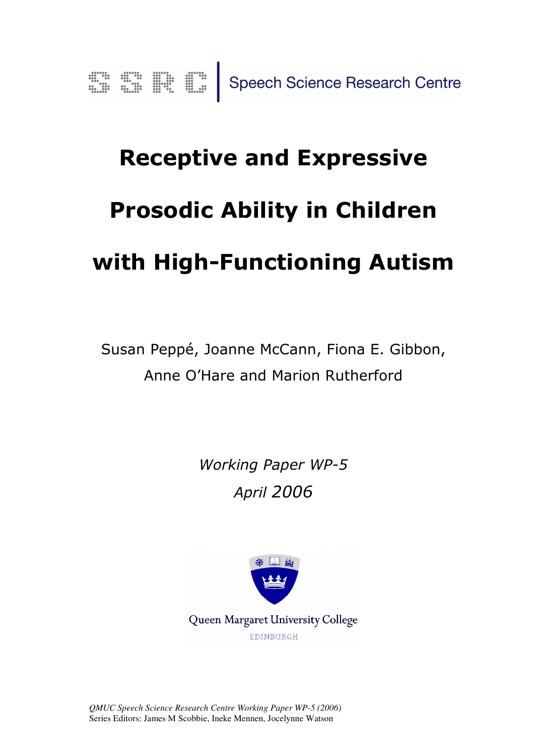Speech Science Research Centre

# Receptive and Expressive Prosodic Ability in Children with High-Functioning Autism

Susan Peppé, Joanne McCann, Fiona E. Gibbon, Anne O'Hare and Marion Rutherford

*Working Paper WP-5*

*April 2006*

Queen Margaret University College

EDINBURGH

*QMUC Speech Science Research Centre Working Paper WP-5 (2006)*
Series Editors: James M Scobbie, Ineke Mennen, Jocelynne Watson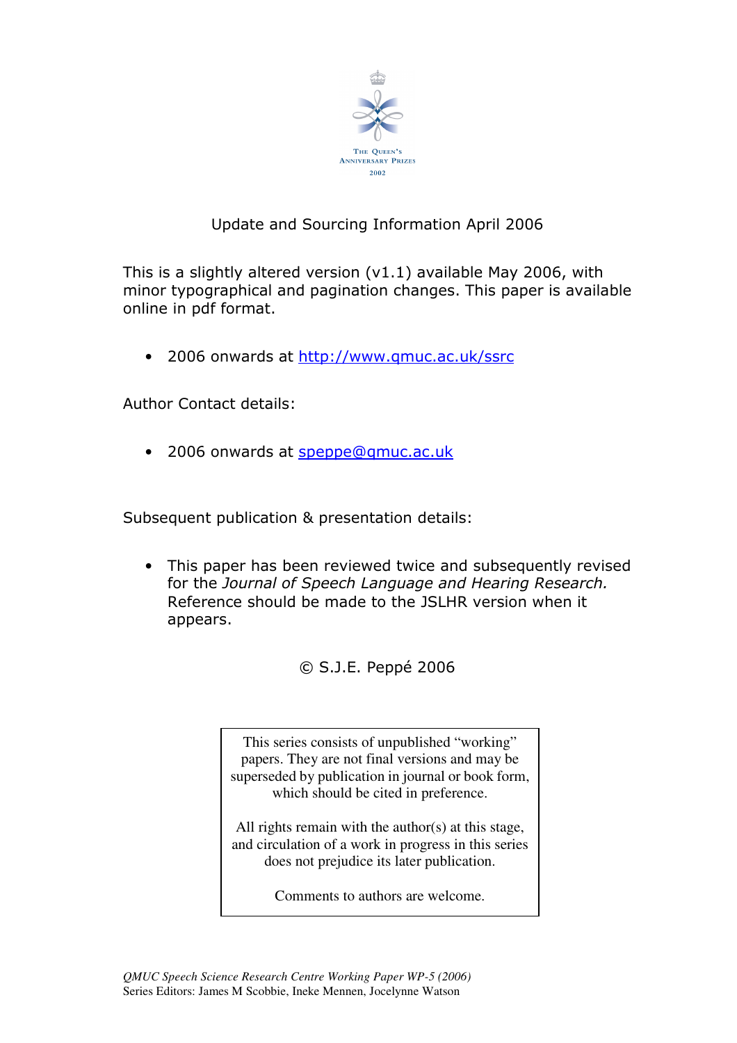The Queen's Anniversary Prizes 2002

Update and Sourcing Information April 2006

This is a slightly altered version (v1.1) available May 2006, with minor typographical and pagination changes. This paper is available online in pdf format.

- 2006 onwards at http://www.qmuc.ac.uk/ssrc

Author Contact details:

- 2006 onwards at speppe@qmuc.ac.uk

Subsequent publication & presentation details:

- This paper has been reviewed twice and subsequently revised for the *Journal of Speech Language and Hearing Research.* Reference should be made to the JSLHR version when it appears.

© S.J.E. Peppé 2006

This series consists of unpublished "working" papers. They are not final versions and may be superseded by publication in journal or book form, which should be cited in preference.

All rights remain with the author(s) at this stage, and circulation of a work in progress in this series does not prejudice its later publication.

Comments to authors are welcome.

*QMUC Speech Science Research Centre Working Paper WP-5 (2006)*
Series Editors: James M Scobbie, Ineke Mennen, Jocelynne Watson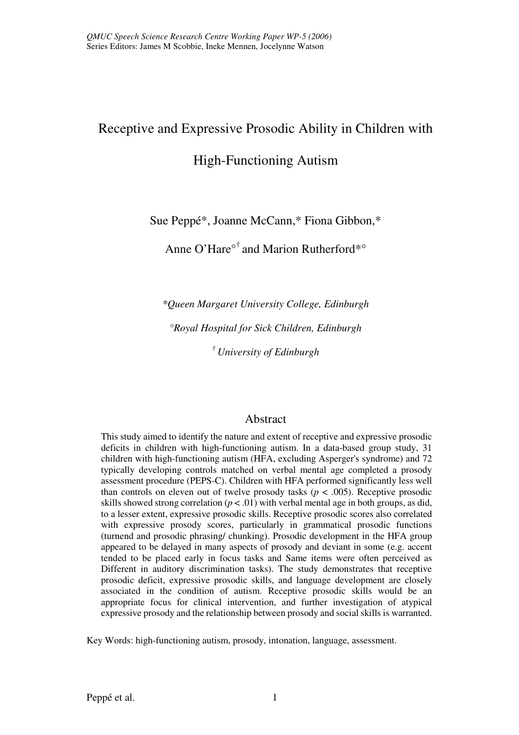# Receptive and Expressive Prosodic Ability in Children with High-Functioning Autism

Sue Peppé*, Joanne McCann,* Fiona Gibbon,*

Anne O'Hare°† and Marion Rutherford*°

*\*Queen Margaret University College, Edinburgh*

*°Royal Hospital for Sick Children, Edinburgh*

*† University of Edinburgh*

## Abstract

This study aimed to identify the nature and extent of receptive and expressive prosodic deficits in children with high-functioning autism. In a data-based group study, 31 children with high-functioning autism (HFA, excluding Asperger's syndrome) and 72 typically developing controls matched on verbal mental age completed a prosody assessment procedure (PEPS-C). Children with HFA performed significantly less well than controls on eleven out of twelve prosody tasks ($p < .005$). Receptive prosodic skills showed strong correlation ($p < .01$) with verbal mental age in both groups, as did, to a lesser extent, expressive prosodic skills. Receptive prosodic scores also correlated with expressive prosody scores, particularly in grammatical prosodic functions (turnend and prosodic phrasing/ chunking). Prosodic development in the HFA group appeared to be delayed in many aspects of prosody and deviant in some (e.g. accent tended to be placed early in focus tasks and Same items were often perceived as Different in auditory discrimination tasks). The study demonstrates that receptive prosodic deficit, expressive prosodic skills, and language development are closely associated in the condition of autism. Receptive prosodic skills would be an appropriate focus for clinical intervention, and further investigation of atypical expressive prosody and the relationship between prosody and social skills is warranted.

Key Words: high-functioning autism, prosody, intonation, language, assessment.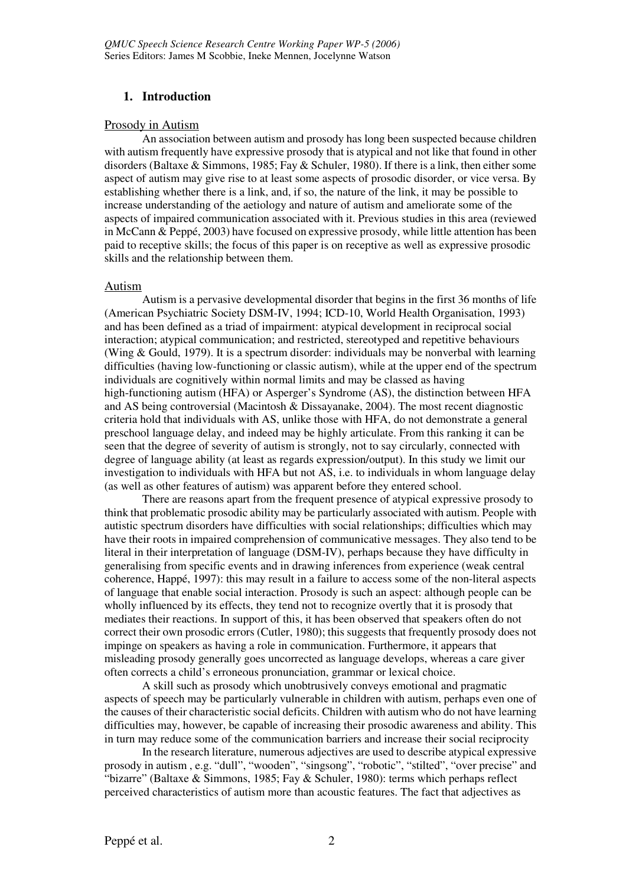## 1. Introduction

Prosody in Autism

An association between autism and prosody has long been suspected because children with autism frequently have expressive prosody that is atypical and not like that found in other disorders (Baltaxe & Simmons, 1985; Fay & Schuler, 1980). If there is a link, then either some aspect of autism may give rise to at least some aspects of prosodic disorder, or vice versa. By establishing whether there is a link, and, if so, the nature of the link, it may be possible to increase understanding of the aetiology and nature of autism and ameliorate some of the aspects of impaired communication associated with it. Previous studies in this area (reviewed in McCann & Peppé, 2003) have focused on expressive prosody, while little attention has been paid to receptive skills; the focus of this paper is on receptive as well as expressive prosodic skills and the relationship between them.

Autism

Autism is a pervasive developmental disorder that begins in the first 36 months of life (American Psychiatric Society DSM-IV, 1994; ICD-10, World Health Organisation, 1993) and has been defined as a triad of impairment: atypical development in reciprocal social interaction; atypical communication; and restricted, stereotyped and repetitive behaviours (Wing & Gould, 1979). It is a spectrum disorder: individuals may be nonverbal with learning difficulties (having low-functioning or classic autism), while at the upper end of the spectrum individuals are cognitively within normal limits and may be classed as having high-functioning autism (HFA) or Asperger's Syndrome (AS), the distinction between HFA and AS being controversial (Macintosh & Dissayanake, 2004). The most recent diagnostic criteria hold that individuals with AS, unlike those with HFA, do not demonstrate a general preschool language delay, and indeed may be highly articulate. From this ranking it can be seen that the degree of severity of autism is strongly, not to say circularly, connected with degree of language ability (at least as regards expression/output). In this study we limit our investigation to individuals with HFA but not AS, i.e. to individuals in whom language delay (as well as other features of autism) was apparent before they entered school.

There are reasons apart from the frequent presence of atypical expressive prosody to think that problematic prosodic ability may be particularly associated with autism. People with autistic spectrum disorders have difficulties with social relationships; difficulties which may have their roots in impaired comprehension of communicative messages. They also tend to be literal in their interpretation of language (DSM-IV), perhaps because they have difficulty in generalising from specific events and in drawing inferences from experience (weak central coherence, Happé, 1997): this may result in a failure to access some of the non-literal aspects of language that enable social interaction. Prosody is such an aspect: although people can be wholly influenced by its effects, they tend not to recognize overtly that it is prosody that mediates their reactions. In support of this, it has been observed that speakers often do not correct their own prosodic errors (Cutler, 1980); this suggests that frequently prosody does not impinge on speakers as having a role in communication. Furthermore, it appears that misleading prosody generally goes uncorrected as language develops, whereas a care giver often corrects a child's erroneous pronunciation, grammar or lexical choice.

A skill such as prosody which unobtrusively conveys emotional and pragmatic aspects of speech may be particularly vulnerable in children with autism, perhaps even one of the causes of their characteristic social deficits. Children with autism who do not have learning difficulties may, however, be capable of increasing their prosodic awareness and ability. This in turn may reduce some of the communication barriers and increase their social reciprocity

In the research literature, numerous adjectives are used to describe atypical expressive prosody in autism , e.g. "dull", "wooden", "singsong", "robotic", "stilted", "over precise" and "bizarre" (Baltaxe & Simmons, 1985; Fay & Schuler, 1980): terms which perhaps reflect perceived characteristics of autism more than acoustic features. The fact that adjectives as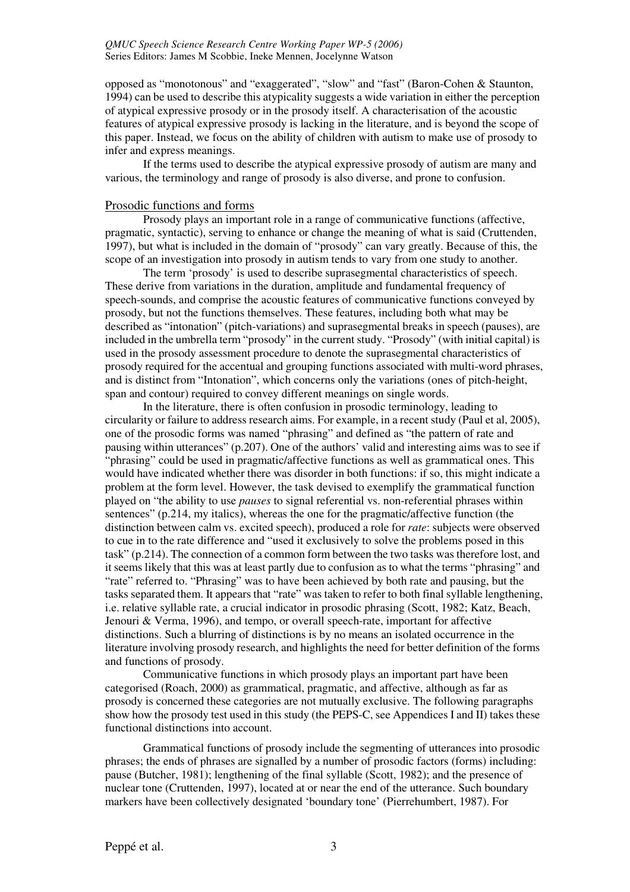opposed as "monotonous" and "exaggerated", "slow" and "fast" (Baron-Cohen & Staunton, 1994) can be used to describe this atypicality suggests a wide variation in either the perception of atypical expressive prosody or in the prosody itself. A characterisation of the acoustic features of atypical expressive prosody is lacking in the literature, and is beyond the scope of this paper. Instead, we focus on the ability of children with autism to make use of prosody to infer and express meanings.

If the terms used to describe the atypical expressive prosody of autism are many and various, the terminology and range of prosody is also diverse, and prone to confusion.

## Prosodic functions and forms

Prosody plays an important role in a range of communicative functions (affective, pragmatic, syntactic), serving to enhance or change the meaning of what is said (Cruttenden, 1997), but what is included in the domain of "prosody" can vary greatly. Because of this, the scope of an investigation into prosody in autism tends to vary from one study to another.

The term 'prosody' is used to describe suprasegmental characteristics of speech. These derive from variations in the duration, amplitude and fundamental frequency of speech-sounds, and comprise the acoustic features of communicative functions conveyed by prosody, but not the functions themselves. These features, including both what may be described as "intonation" (pitch-variations) and suprasegmental breaks in speech (pauses), are included in the umbrella term "prosody" in the current study. "Prosody" (with initial capital) is used in the prosody assessment procedure to denote the suprasegmental characteristics of prosody required for the accentual and grouping functions associated with multi-word phrases, and is distinct from "Intonation", which concerns only the variations (ones of pitch-height, span and contour) required to convey different meanings on single words.

In the literature, there is often confusion in prosodic terminology, leading to circularity or failure to address research aims. For example, in a recent study (Paul et al, 2005), one of the prosodic forms was named "phrasing" and defined as "the pattern of rate and pausing within utterances" (p.207). One of the authors' valid and interesting aims was to see if "phrasing" could be used in pragmatic/affective functions as well as grammatical ones. This would have indicated whether there was disorder in both functions: if so, this might indicate a problem at the form level. However, the task devised to exemplify the grammatical function played on "the ability to use *pauses* to signal referential vs. non-referential phrases within sentences" (p.214, my italics), whereas the one for the pragmatic/affective function (the distinction between calm vs. excited speech), produced a role for *rate*: subjects were observed to cue in to the rate difference and "used it exclusively to solve the problems posed in this task" (p.214). The connection of a common form between the two tasks was therefore lost, and it seems likely that this was at least partly due to confusion as to what the terms "phrasing" and "rate" referred to. "Phrasing" was to have been achieved by both rate and pausing, but the tasks separated them. It appears that "rate" was taken to refer to both final syllable lengthening, i.e. relative syllable rate, a crucial indicator in prosodic phrasing (Scott, 1982; Katz, Beach, Jenouri & Verma, 1996), and tempo, or overall speech-rate, important for affective distinctions. Such a blurring of distinctions is by no means an isolated occurrence in the literature involving prosody research, and highlights the need for better definition of the forms and functions of prosody.

Communicative functions in which prosody plays an important part have been categorised (Roach, 2000) as grammatical, pragmatic, and affective, although as far as prosody is concerned these categories are not mutually exclusive. The following paragraphs show how the prosody test used in this study (the PEPS-C, see Appendices I and II) takes these functional distinctions into account.

Grammatical functions of prosody include the segmenting of utterances into prosodic phrases; the ends of phrases are signalled by a number of prosodic factors (forms) including: pause (Butcher, 1981); lengthening of the final syllable (Scott, 1982); and the presence of nuclear tone (Cruttenden, 1997), located at or near the end of the utterance. Such boundary markers have been collectively designated 'boundary tone' (Pierrehumbert, 1987). For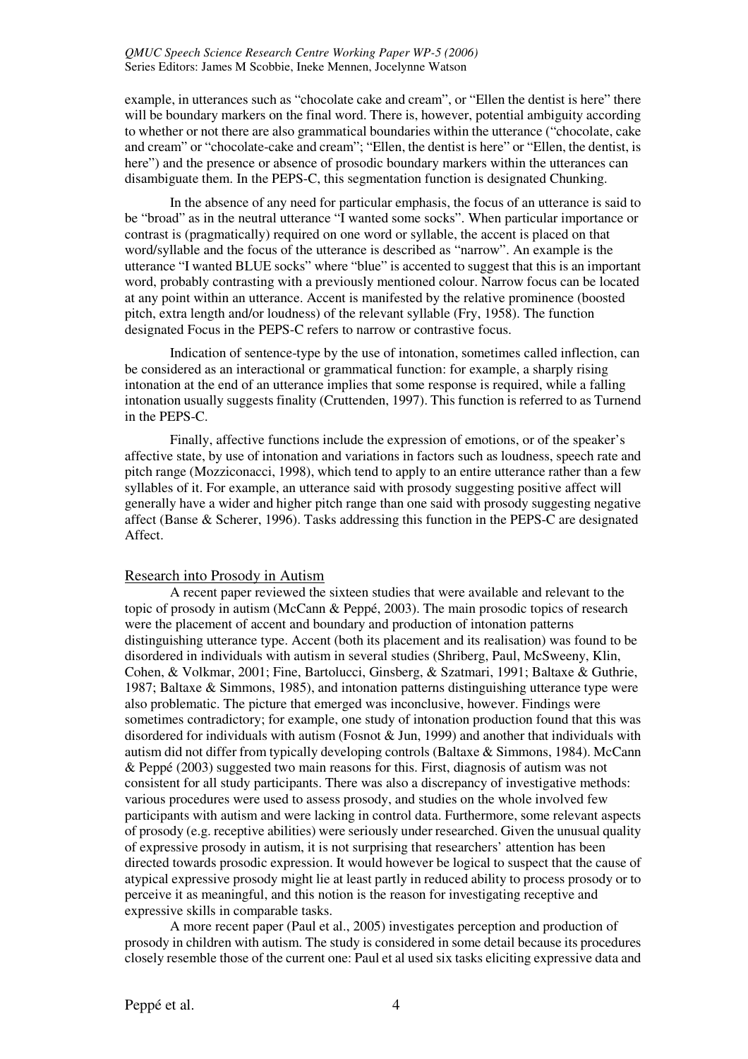example, in utterances such as "chocolate cake and cream", or "Ellen the dentist is here" there will be boundary markers on the final word. There is, however, potential ambiguity according to whether or not there are also grammatical boundaries within the utterance ("chocolate, cake and cream" or "chocolate-cake and cream"; "Ellen, the dentist is here" or "Ellen, the dentist, is here") and the presence or absence of prosodic boundary markers within the utterances can disambiguate them. In the PEPS-C, this segmentation function is designated Chunking.

In the absence of any need for particular emphasis, the focus of an utterance is said to be "broad" as in the neutral utterance "I wanted some socks". When particular importance or contrast is (pragmatically) required on one word or syllable, the accent is placed on that word/syllable and the focus of the utterance is described as "narrow". An example is the utterance "I wanted BLUE socks" where "blue" is accented to suggest that this is an important word, probably contrasting with a previously mentioned colour. Narrow focus can be located at any point within an utterance. Accent is manifested by the relative prominence (boosted pitch, extra length and/or loudness) of the relevant syllable (Fry, 1958). The function designated Focus in the PEPS-C refers to narrow or contrastive focus.

Indication of sentence-type by the use of intonation, sometimes called inflection, can be considered as an interactional or grammatical function: for example, a sharply rising intonation at the end of an utterance implies that some response is required, while a falling intonation usually suggests finality (Cruttenden, 1997). This function is referred to as Turnend in the PEPS-C.

Finally, affective functions include the expression of emotions, or of the speaker's affective state, by use of intonation and variations in factors such as loudness, speech rate and pitch range (Mozziconacci, 1998), which tend to apply to an entire utterance rather than a few syllables of it. For example, an utterance said with prosody suggesting positive affect will generally have a wider and higher pitch range than one said with prosody suggesting negative affect (Banse & Scherer, 1996). Tasks addressing this function in the PEPS-C are designated Affect.

## Research into Prosody in Autism

A recent paper reviewed the sixteen studies that were available and relevant to the topic of prosody in autism (McCann & Peppé, 2003). The main prosodic topics of research were the placement of accent and boundary and production of intonation patterns distinguishing utterance type. Accent (both its placement and its realisation) was found to be disordered in individuals with autism in several studies (Shriberg, Paul, McSweeny, Klin, Cohen, & Volkmar, 2001; Fine, Bartolucci, Ginsberg, & Szatmari, 1991; Baltaxe & Guthrie, 1987; Baltaxe & Simmons, 1985), and intonation patterns distinguishing utterance type were also problematic. The picture that emerged was inconclusive, however. Findings were sometimes contradictory; for example, one study of intonation production found that this was disordered for individuals with autism (Fosnot & Jun, 1999) and another that individuals with autism did not differ from typically developing controls (Baltaxe & Simmons, 1984). McCann & Peppé (2003) suggested two main reasons for this. First, diagnosis of autism was not consistent for all study participants. There was also a discrepancy of investigative methods: various procedures were used to assess prosody, and studies on the whole involved few participants with autism and were lacking in control data. Furthermore, some relevant aspects of prosody (e.g. receptive abilities) were seriously under researched. Given the unusual quality of expressive prosody in autism, it is not surprising that researchers' attention has been directed towards prosodic expression. It would however be logical to suspect that the cause of atypical expressive prosody might lie at least partly in reduced ability to process prosody or to perceive it as meaningful, and this notion is the reason for investigating receptive and expressive skills in comparable tasks.

A more recent paper (Paul et al., 2005) investigates perception and production of prosody in children with autism. The study is considered in some detail because its procedures closely resemble those of the current one: Paul et al used six tasks eliciting expressive data and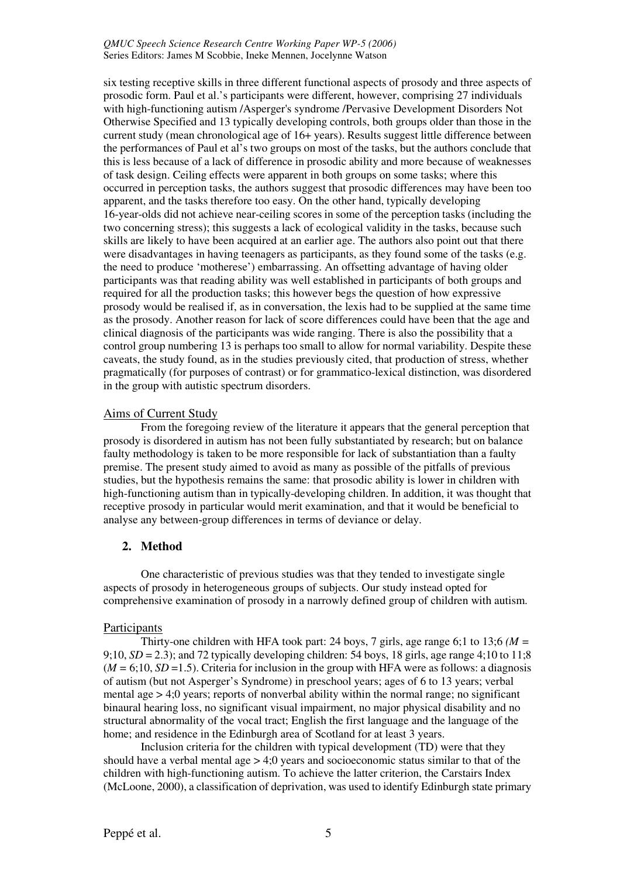six testing receptive skills in three different functional aspects of prosody and three aspects of prosodic form. Paul et al.'s participants were different, however, comprising 27 individuals with high-functioning autism /Asperger's syndrome /Pervasive Development Disorders Not Otherwise Specified and 13 typically developing controls, both groups older than those in the current study (mean chronological age of 16+ years). Results suggest little difference between the performances of Paul et al's two groups on most of the tasks, but the authors conclude that this is less because of a lack of difference in prosodic ability and more because of weaknesses of task design. Ceiling effects were apparent in both groups on some tasks; where this occurred in perception tasks, the authors suggest that prosodic differences may have been too apparent, and the tasks therefore too easy. On the other hand, typically developing 16-year-olds did not achieve near-ceiling scores in some of the perception tasks (including the two concerning stress); this suggests a lack of ecological validity in the tasks, because such skills are likely to have been acquired at an earlier age. The authors also point out that there were disadvantages in having teenagers as participants, as they found some of the tasks (e.g. the need to produce 'motherese') embarrassing. An offsetting advantage of having older participants was that reading ability was well established in participants of both groups and required for all the production tasks; this however begs the question of how expressive prosody would be realised if, as in conversation, the lexis had to be supplied at the same time as the prosody. Another reason for lack of score differences could have been that the age and clinical diagnosis of the participants was wide ranging. There is also the possibility that a control group numbering 13 is perhaps too small to allow for normal variability. Despite these caveats, the study found, as in the studies previously cited, that production of stress, whether pragmatically (for purposes of contrast) or for grammatico-lexical distinction, was disordered in the group with autistic spectrum disorders.

### Aims of Current Study

From the foregoing review of the literature it appears that the general perception that prosody is disordered in autism has not been fully substantiated by research; but on balance faulty methodology is taken to be more responsible for lack of substantiation than a faulty premise. The present study aimed to avoid as many as possible of the pitfalls of previous studies, but the hypothesis remains the same: that prosodic ability is lower in children with high-functioning autism than in typically-developing children. In addition, it was thought that receptive prosody in particular would merit examination, and that it would be beneficial to analyse any between-group differences in terms of deviance or delay.

## 2. Method

One characteristic of previous studies was that they tended to investigate single aspects of prosody in heterogeneous groups of subjects. Our study instead opted for comprehensive examination of prosody in a narrowly defined group of children with autism.

### Participants

Thirty-one children with HFA took part: 24 boys, 7 girls, age range 6;1 to 13;6 ($M$ = 9;10, $SD$ = 2.3); and 72 typically developing children: 54 boys, 18 girls, age range 4;10 to 11;8 ($M$ = 6;10, $SD$ =1.5). Criteria for inclusion in the group with HFA were as follows: a diagnosis of autism (but not Asperger's Syndrome) in preschool years; ages of 6 to 13 years; verbal mental age > 4;0 years; reports of nonverbal ability within the normal range; no significant binaural hearing loss, no significant visual impairment, no major physical disability and no structural abnormality of the vocal tract; English the first language and the language of the home; and residence in the Edinburgh area of Scotland for at least 3 years.

Inclusion criteria for the children with typical development (TD) were that they should have a verbal mental age > 4;0 years and socioeconomic status similar to that of the children with high-functioning autism. To achieve the latter criterion, the Carstairs Index (McLoone, 2000), a classification of deprivation, was used to identify Edinburgh state primary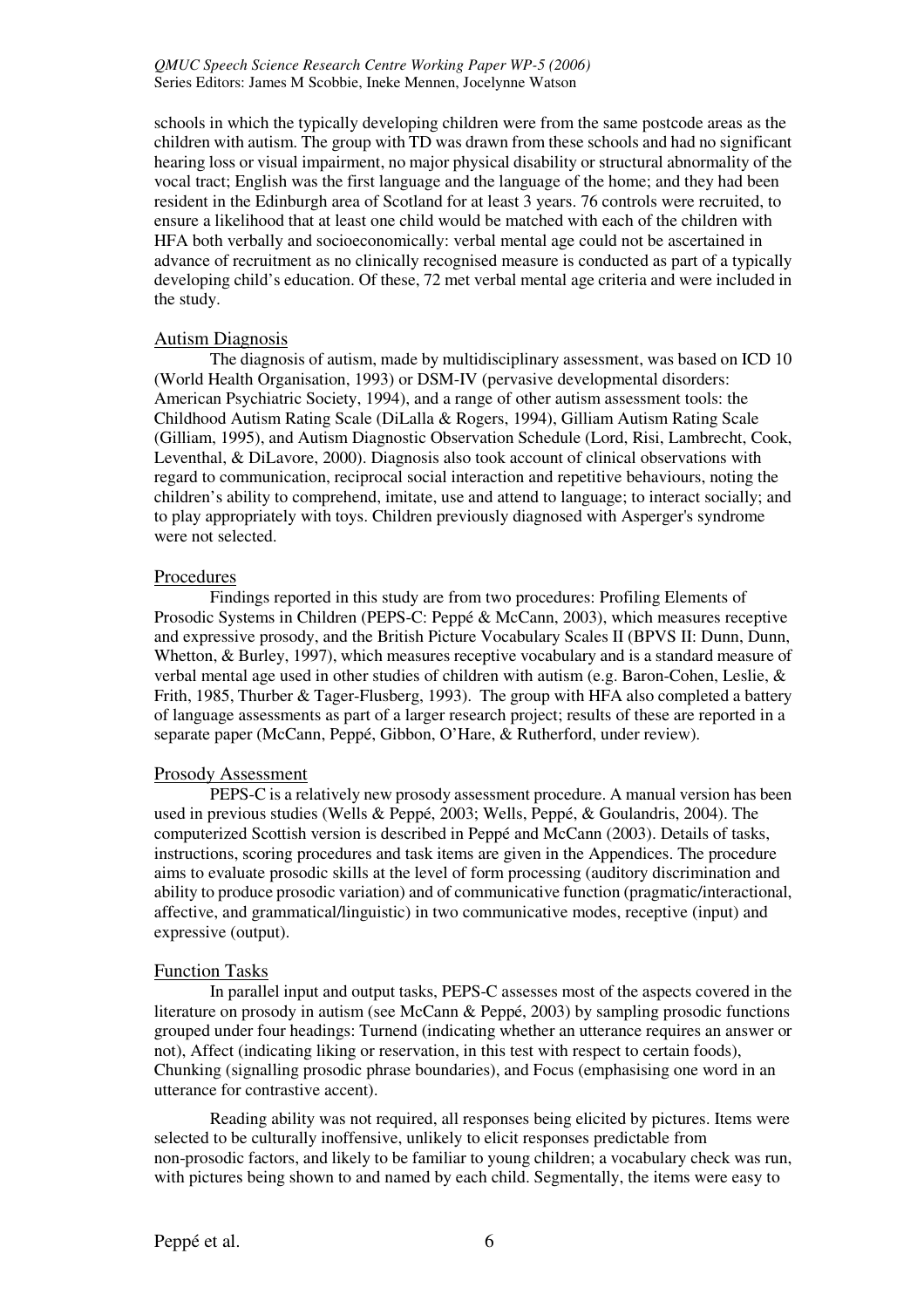schools in which the typically developing children were from the same postcode areas as the children with autism. The group with TD was drawn from these schools and had no significant hearing loss or visual impairment, no major physical disability or structural abnormality of the vocal tract; English was the first language and the language of the home; and they had been resident in the Edinburgh area of Scotland for at least 3 years. 76 controls were recruited, to ensure a likelihood that at least one child would be matched with each of the children with HFA both verbally and socioeconomically: verbal mental age could not be ascertained in advance of recruitment as no clinically recognised measure is conducted as part of a typically developing child's education. Of these, 72 met verbal mental age criteria and were included in the study.

### Autism Diagnosis

The diagnosis of autism, made by multidisciplinary assessment, was based on ICD 10 (World Health Organisation, 1993) or DSM-IV (pervasive developmental disorders: American Psychiatric Society, 1994), and a range of other autism assessment tools: the Childhood Autism Rating Scale (DiLalla & Rogers, 1994), Gilliam Autism Rating Scale (Gilliam, 1995), and Autism Diagnostic Observation Schedule (Lord, Risi, Lambrecht, Cook, Leventhal, & DiLavore, 2000). Diagnosis also took account of clinical observations with regard to communication, reciprocal social interaction and repetitive behaviours, noting the children's ability to comprehend, imitate, use and attend to language; to interact socially; and to play appropriately with toys. Children previously diagnosed with Asperger's syndrome were not selected.

### Procedures

Findings reported in this study are from two procedures: Profiling Elements of Prosodic Systems in Children (PEPS-C: Peppé & McCann, 2003), which measures receptive and expressive prosody, and the British Picture Vocabulary Scales II (BPVS II: Dunn, Dunn, Whetton, & Burley, 1997), which measures receptive vocabulary and is a standard measure of verbal mental age used in other studies of children with autism (e.g. Baron-Cohen, Leslie, & Frith, 1985, Thurber & Tager-Flusberg, 1993). The group with HFA also completed a battery of language assessments as part of a larger research project; results of these are reported in a separate paper (McCann, Peppé, Gibbon, O'Hare, & Rutherford, under review).

### Prosody Assessment

PEPS-C is a relatively new prosody assessment procedure. A manual version has been used in previous studies (Wells & Peppé, 2003; Wells, Peppé, & Goulandris, 2004). The computerized Scottish version is described in Peppé and McCann (2003). Details of tasks, instructions, scoring procedures and task items are given in the Appendices. The procedure aims to evaluate prosodic skills at the level of form processing (auditory discrimination and ability to produce prosodic variation) and of communicative function (pragmatic/interactional, affective, and grammatical/linguistic) in two communicative modes, receptive (input) and expressive (output).

### Function Tasks

In parallel input and output tasks, PEPS-C assesses most of the aspects covered in the literature on prosody in autism (see McCann & Peppé, 2003) by sampling prosodic functions grouped under four headings: Turnend (indicating whether an utterance requires an answer or not), Affect (indicating liking or reservation, in this test with respect to certain foods), Chunking (signalling prosodic phrase boundaries), and Focus (emphasising one word in an utterance for contrastive accent).

Reading ability was not required, all responses being elicited by pictures. Items were selected to be culturally inoffensive, unlikely to elicit responses predictable from non-prosodic factors, and likely to be familiar to young children; a vocabulary check was run, with pictures being shown to and named by each child. Segmentally, the items were easy to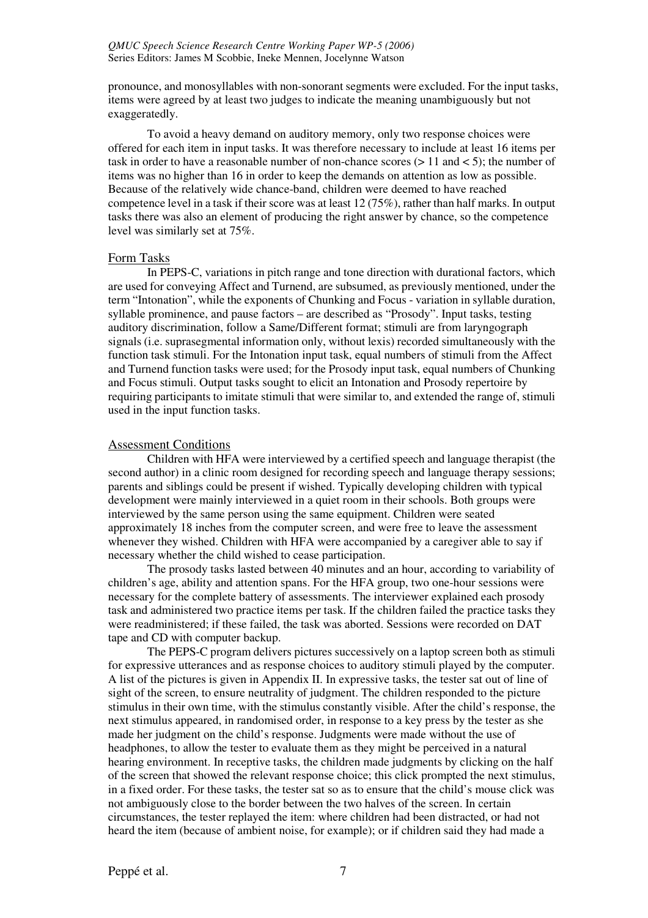pronounce, and monosyllables with non-sonorant segments were excluded. For the input tasks, items were agreed by at least two judges to indicate the meaning unambiguously but not exaggeratedly.

To avoid a heavy demand on auditory memory, only two response choices were offered for each item in input tasks. It was therefore necessary to include at least 16 items per task in order to have a reasonable number of non-chance scores (> 11 and < 5); the number of items was no higher than 16 in order to keep the demands on attention as low as possible. Because of the relatively wide chance-band, children were deemed to have reached competence level in a task if their score was at least 12 (75%), rather than half marks. In output tasks there was also an element of producing the right answer by chance, so the competence level was similarly set at 75%.

## Form Tasks

In PEPS-C, variations in pitch range and tone direction with durational factors, which are used for conveying Affect and Turnend, are subsumed, as previously mentioned, under the term "Intonation", while the exponents of Chunking and Focus - variation in syllable duration, syllable prominence, and pause factors – are described as "Prosody". Input tasks, testing auditory discrimination, follow a Same/Different format; stimuli are from laryngograph signals (i.e. suprasegmental information only, without lexis) recorded simultaneously with the function task stimuli. For the Intonation input task, equal numbers of stimuli from the Affect and Turnend function tasks were used; for the Prosody input task, equal numbers of Chunking and Focus stimuli. Output tasks sought to elicit an Intonation and Prosody repertoire by requiring participants to imitate stimuli that were similar to, and extended the range of, stimuli used in the input function tasks.

## Assessment Conditions

Children with HFA were interviewed by a certified speech and language therapist (the second author) in a clinic room designed for recording speech and language therapy sessions; parents and siblings could be present if wished. Typically developing children with typical development were mainly interviewed in a quiet room in their schools. Both groups were interviewed by the same person using the same equipment. Children were seated approximately 18 inches from the computer screen, and were free to leave the assessment whenever they wished. Children with HFA were accompanied by a caregiver able to say if necessary whether the child wished to cease participation.

The prosody tasks lasted between 40 minutes and an hour, according to variability of children's age, ability and attention spans. For the HFA group, two one-hour sessions were necessary for the complete battery of assessments. The interviewer explained each prosody task and administered two practice items per task. If the children failed the practice tasks they were readministered; if these failed, the task was aborted. Sessions were recorded on DAT tape and CD with computer backup.

The PEPS-C program delivers pictures successively on a laptop screen both as stimuli for expressive utterances and as response choices to auditory stimuli played by the computer. A list of the pictures is given in Appendix II. In expressive tasks, the tester sat out of line of sight of the screen, to ensure neutrality of judgment. The children responded to the picture stimulus in their own time, with the stimulus constantly visible. After the child's response, the next stimulus appeared, in randomised order, in response to a key press by the tester as she made her judgment on the child's response. Judgments were made without the use of headphones, to allow the tester to evaluate them as they might be perceived in a natural hearing environment. In receptive tasks, the children made judgments by clicking on the half of the screen that showed the relevant response choice; this click prompted the next stimulus, in a fixed order. For these tasks, the tester sat so as to ensure that the child's mouse click was not ambiguously close to the border between the two halves of the screen. In certain circumstances, the tester replayed the item: where children had been distracted, or had not heard the item (because of ambient noise, for example); or if children said they had made a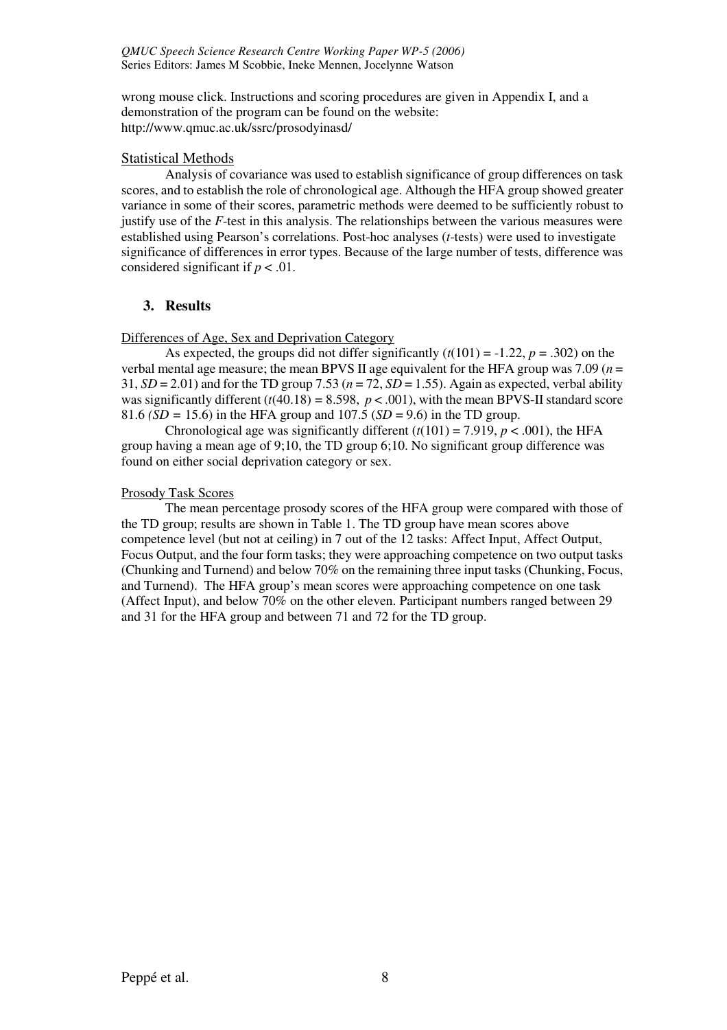wrong mouse click. Instructions and scoring procedures are given in Appendix I, and a demonstration of the program can be found on the website: http://www.qmuc.ac.uk/ssrc/prosodyinasd/

Statistical Methods

Analysis of covariance was used to establish significance of group differences on task scores, and to establish the role of chronological age. Although the HFA group showed greater variance in some of their scores, parametric methods were deemed to be sufficiently robust to justify use of the *F*-test in this analysis. The relationships between the various measures were established using Pearson's correlations. Post-hoc analyses (*t*-tests) were used to investigate significance of differences in error types. Because of the large number of tests, difference was considered significant if $p < .01$.

## 3. Results

Differences of Age, Sex and Deprivation Category

As expected, the groups did not differ significantly ($t(101) = -1.22$, $p = .302$) on the verbal mental age measure; the mean BPVS II age equivalent for the HFA group was 7.09 ($n = 31$, $SD = 2.01$) and for the TD group 7.53 ($n = 72$, $SD = 1.55$). Again as expected, verbal ability was significantly different ($t(40.18) = 8.598$, $p < .001$), with the mean BPVS-II standard score 81.6 ($SD = 15.6$) in the HFA group and 107.5 ($SD = 9.6$) in the TD group.

Chronological age was significantly different ($t(101) = 7.919$, $p < .001$), the HFA group having a mean age of 9;10, the TD group 6;10. No significant group difference was found on either social deprivation category or sex.

Prosody Task Scores

The mean percentage prosody scores of the HFA group were compared with those of the TD group; results are shown in Table 1. The TD group have mean scores above competence level (but not at ceiling) in 7 out of the 12 tasks: Affect Input, Affect Output, Focus Output, and the four form tasks; they were approaching competence on two output tasks (Chunking and Turnend) and below 70% on the remaining three input tasks (Chunking, Focus, and Turnend). The HFA group's mean scores were approaching competence on one task (Affect Input), and below 70% on the other eleven. Participant numbers ranged between 29 and 31 for the HFA group and between 71 and 72 for the TD group.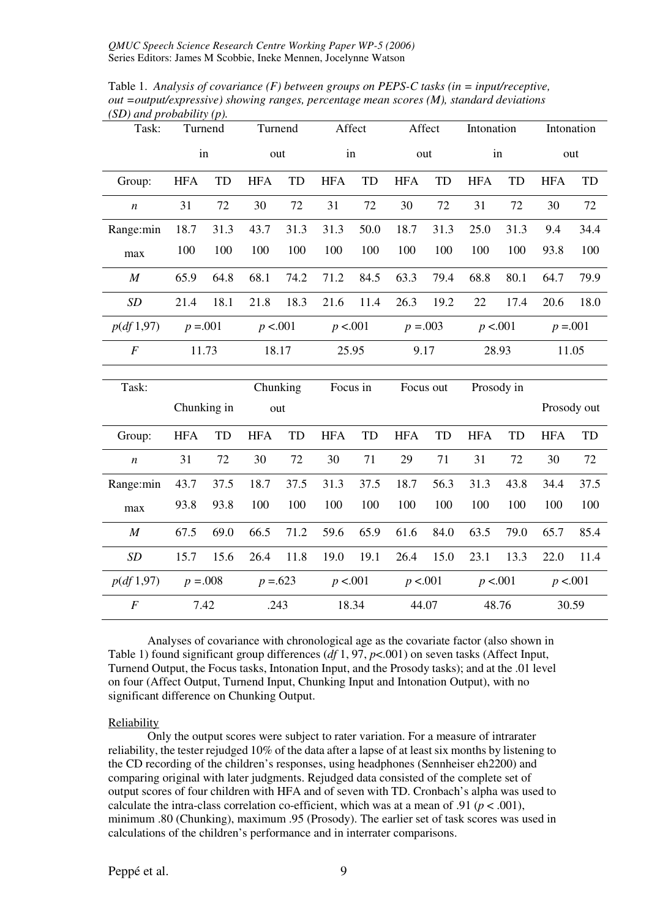Table 1. *Analysis of covariance (F) between groups on PEPS-C tasks (in = input/receptive, out =output/expressive) showing ranges, percentage mean scores (M), standard deviations (SD) and probability (p).*

| Task: | Turnend in | | Turnend out | | Affect in | | Affect out | | Intonation in | | Intonation out | |
|---|---|---|---|---|---|---|---|---|---|---|---|---|
| Group: | HFA | TD | HFA | TD | HFA | TD | HFA | TD | HFA | TD | HFA | TD |
| *n* | 31 | 72 | 30 | 72 | 31 | 72 | 30 | 72 | 31 | 72 | 30 | 72 |
| Range:min | 18.7 | 31.3 | 43.7 | 31.3 | 31.3 | 50.0 | 18.7 | 31.3 | 25.0 | 31.3 | 9.4 | 34.4 |
| max | 100 | 100 | 100 | 100 | 100 | 100 | 100 | 100 | 100 | 100 | 93.8 | 100 |
| *M* | 65.9 | 64.8 | 68.1 | 74.2 | 71.2 | 84.5 | 63.3 | 79.4 | 68.8 | 80.1 | 64.7 | 79.9 |
| *SD* | 21.4 | 18.1 | 21.8 | 18.3 | 21.6 | 11.4 | 26.3 | 19.2 | 22 | 17.4 | 20.6 | 18.0 |
| $p$($df$ 1,97) | $p$ =.001 | | $p$ <.001 | | $p$ <.001 | | $p$ =.003 | | $p$ <.001 | | $p$ =.001 | |
| *F* | 11.73 | | 18.17 | | 25.95 | | 9.17 | | 28.93 | | 11.05 | |

| Task: | Chunking in | | Chunking out | | Focus in | | Focus out | | Prosody in | | Prosody out | |
|---|---|---|---|---|---|---|---|---|---|---|---|---|
| Group: | HFA | TD | HFA | TD | HFA | TD | HFA | TD | HFA | TD | HFA | TD |
| *n* | 31 | 72 | 30 | 72 | 30 | 71 | 29 | 71 | 31 | 72 | 30 | 72 |
| Range:min | 43.7 | 37.5 | 18.7 | 37.5 | 31.3 | 37.5 | 18.7 | 56.3 | 31.3 | 43.8 | 34.4 | 37.5 |
| max | 93.8 | 93.8 | 100 | 100 | 100 | 100 | 100 | 100 | 100 | 100 | 100 | 100 |
| *M* | 67.5 | 69.0 | 66.5 | 71.2 | 59.6 | 65.9 | 61.6 | 84.0 | 63.5 | 79.0 | 65.7 | 85.4 |
| *SD* | 15.7 | 15.6 | 26.4 | 11.8 | 19.0 | 19.1 | 26.4 | 15.0 | 23.1 | 13.3 | 22.0 | 11.4 |
| $p$($df$ 1,97) | $p$ =.008 | | $p$ =.623 | | $p$ <.001 | | $p$ <.001 | | $p$ <.001 | | $p$ <.001 | |
| *F* | 7.42 | | .243 | | 18.34 | | 44.07 | | 48.76 | | 30.59 | |

Analyses of covariance with chronological age as the covariate factor (also shown in Table 1) found significant group differences ($df$ 1, 97, $p$<.001) on seven tasks (Affect Input, Turnend Output, the Focus tasks, Intonation Input, and the Prosody tasks); and at the .01 level on four (Affect Output, Turnend Input, Chunking Input and Intonation Output), with no significant difference on Chunking Output.

Reliability

Only the output scores were subject to rater variation. For a measure of intrarater reliability, the tester rejudged 10% of the data after a lapse of at least six months by listening to the CD recording of the children's responses, using headphones (Sennheiser eh2200) and comparing original with later judgments. Rejudged data consisted of the complete set of output scores of four children with HFA and of seven with TD. Cronbach's alpha was used to calculate the intra-class correlation co-efficient, which was at a mean of .91 ($p$ < .001), minimum .80 (Chunking), maximum .95 (Prosody). The earlier set of task scores was used in calculations of the children's performance and in interrater comparisons.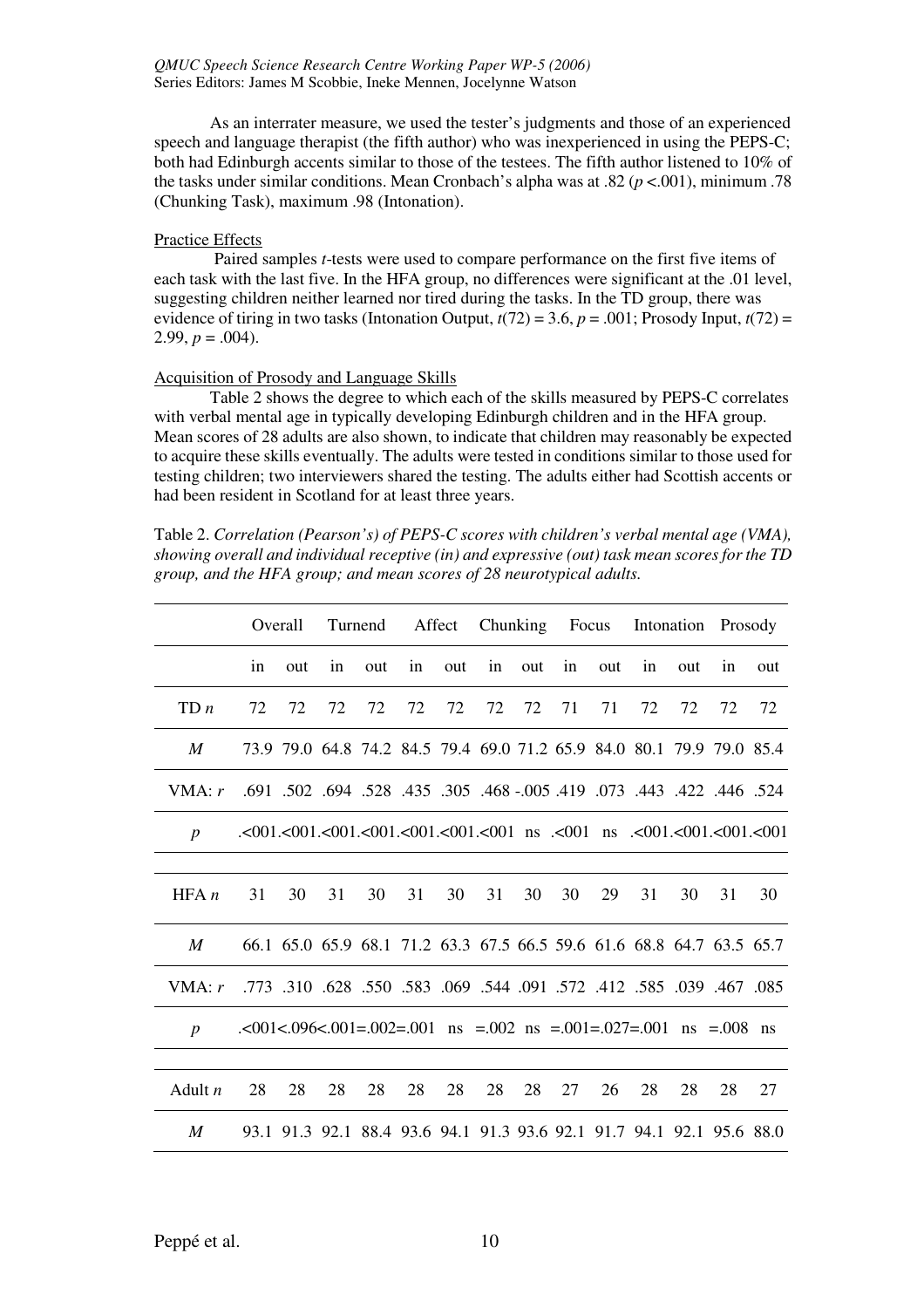As an interrater measure, we used the tester's judgments and those of an experienced speech and language therapist (the fifth author) who was inexperienced in using the PEPS-C; both had Edinburgh accents similar to those of the testees. The fifth author listened to 10% of the tasks under similar conditions. Mean Cronbach's alpha was at .82 ($p$ <.001), minimum .78 (Chunking Task), maximum .98 (Intonation).

Practice Effects

Paired samples $t$-tests were used to compare performance on the first five items of each task with the last five. In the HFA group, no differences were significant at the .01 level, suggesting children neither learned nor tired during the tasks. In the TD group, there was evidence of tiring in two tasks (Intonation Output, $t(72) = 3.6$, $p = .001$; Prosody Input, $t(72) = 2.99$, $p = .004$).

Acquisition of Prosody and Language Skills

Table 2 shows the degree to which each of the skills measured by PEPS-C correlates with verbal mental age in typically developing Edinburgh children and in the HFA group. Mean scores of 28 adults are also shown, to indicate that children may reasonably be expected to acquire these skills eventually. The adults were tested in conditions similar to those used for testing children; two interviewers shared the testing. The adults either had Scottish accents or had been resident in Scotland for at least three years.

Table 2. *Correlation (Pearson's) of PEPS-C scores with children's verbal mental age (VMA), showing overall and individual receptive (in) and expressive (out) task mean scores for the TD group, and the HFA group; and mean scores of 28 neurotypical adults.*

| | Overall | | Turnend | | Affect | | Chunking | | Focus | | Intonation | | Prosody | |
|---|---|---|---|---|---|---|---|---|---|---|---|---|---|---|
| | in | out | in | out | in | out | in | out | in | out | in | out | in | out |
| TD *n* | 72 | 72 | 72 | 72 | 72 | 72 | 72 | 72 | 71 | 71 | 72 | 72 | 72 | 72 |
| *M* | 73.9 | 79.0 | 64.8 | 74.2 | 84.5 | 79.4 | 69.0 | 71.2 | 65.9 | 84.0 | 80.1 | 79.9 | 79.0 | 85.4 |
| VMA: *r* | .691 | .502 | .694 | .528 | .435 | .305 | .468 | -.005 | .419 | .073 | .443 | .422 | .446 | .524 |
| *p* | <.001 | <.001 | <.001 | <.001 | <.001 | <.001 | <.001 | ns | <.001 | ns | <.001 | <.001 | <.001 | <.001 |
| HFA *n* | 31 | 30 | 31 | 30 | 31 | 30 | 31 | 30 | 30 | 29 | 31 | 30 | 31 | 30 |
| *M* | 66.1 | 65.0 | 65.9 | 68.1 | 71.2 | 63.3 | 67.5 | 66.5 | 59.6 | 61.6 | 68.8 | 64.7 | 63.5 | 65.7 |
| VMA: *r* | .773 | .310 | .628 | .550 | .583 | .069 | .544 | .091 | .572 | .412 | .585 | .039 | .467 | .085 |
| *p* | <.001 | <.096 | <.001 | =.002 | =.001 | ns | =.002 | ns | =.001 | =.027 | =.001 | ns | =.008 | ns |
| Adult *n* | 28 | 28 | 28 | 28 | 28 | 28 | 28 | 28 | 27 | 26 | 28 | 28 | 28 | 27 |
| *M* | 93.1 | 91.3 | 92.1 | 88.4 | 93.6 | 94.1 | 91.3 | 93.6 | 92.1 | 91.7 | 94.1 | 92.1 | 95.6 | 88.0 |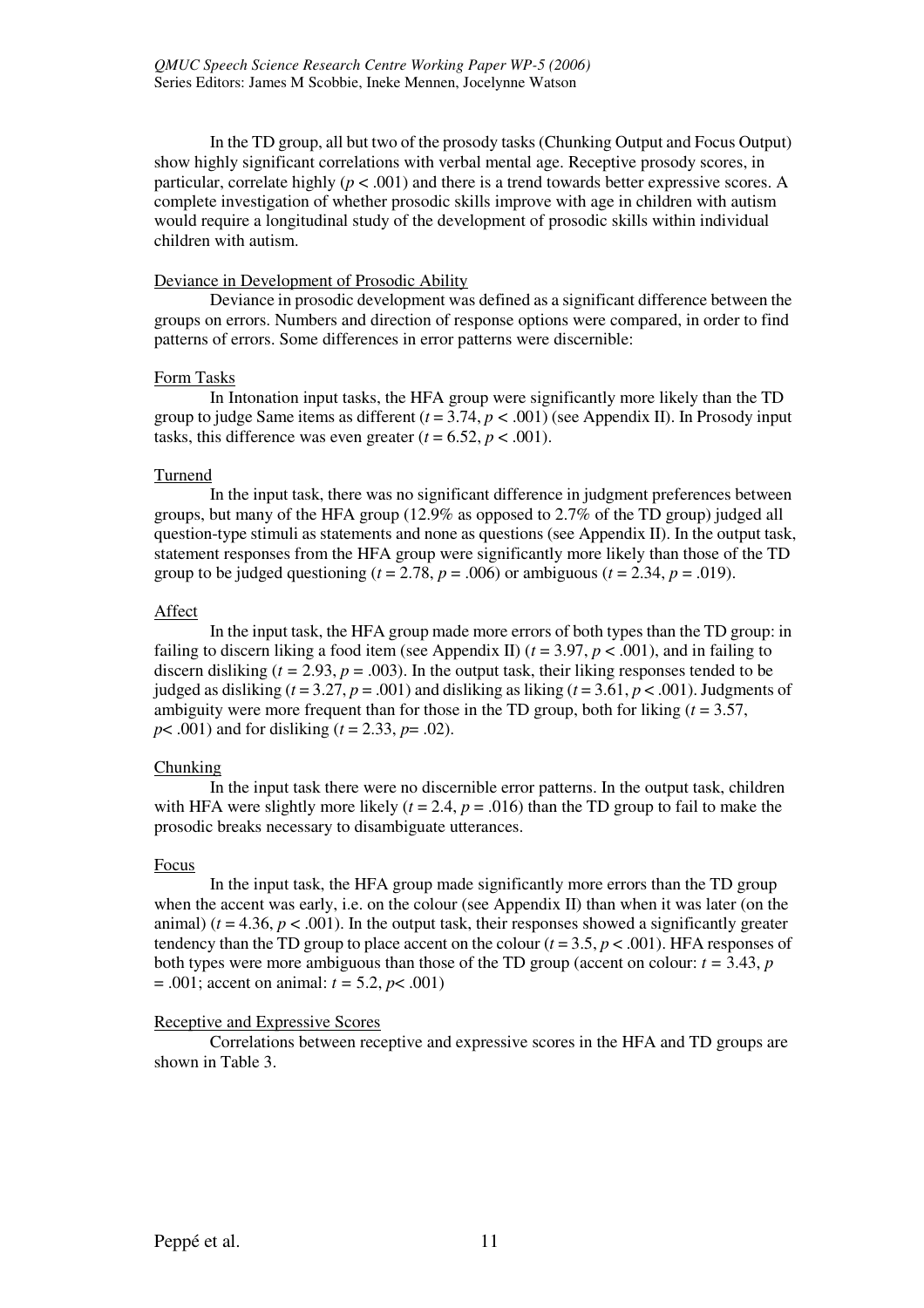In the TD group, all but two of the prosody tasks (Chunking Output and Focus Output) show highly significant correlations with verbal mental age. Receptive prosody scores, in particular, correlate highly ($p < .001$) and there is a trend towards better expressive scores. A complete investigation of whether prosodic skills improve with age in children with autism would require a longitudinal study of the development of prosodic skills within individual children with autism.

### Deviance in Development of Prosodic Ability

Deviance in prosodic development was defined as a significant difference between the groups on errors. Numbers and direction of response options were compared, in order to find patterns of errors. Some differences in error patterns were discernible:

#### Form Tasks

In Intonation input tasks, the HFA group were significantly more likely than the TD group to judge Same items as different ($t = 3.74$, $p < .001$) (see Appendix II). In Prosody input tasks, this difference was even greater ($t = 6.52$, $p < .001$).

#### Turnend

In the input task, there was no significant difference in judgment preferences between groups, but many of the HFA group (12.9% as opposed to 2.7% of the TD group) judged all question-type stimuli as statements and none as questions (see Appendix II). In the output task, statement responses from the HFA group were significantly more likely than those of the TD group to be judged questioning ($t = 2.78$, $p = .006$) or ambiguous ($t = 2.34$, $p = .019$).

#### Affect

In the input task, the HFA group made more errors of both types than the TD group: in failing to discern liking a food item (see Appendix II) ($t = 3.97$, $p < .001$), and in failing to discern disliking ($t = 2.93$, $p = .003$). In the output task, their liking responses tended to be judged as disliking ($t = 3.27$, $p = .001$) and disliking as liking ($t = 3.61$, $p < .001$). Judgments of ambiguity were more frequent than for those in the TD group, both for liking ($t = 3.57$, $p < .001$) and for disliking ($t = 2.33$, $p = .02$).

#### Chunking

In the input task there were no discernible error patterns. In the output task, children with HFA were slightly more likely ($t = 2.4$, $p = .016$) than the TD group to fail to make the prosodic breaks necessary to disambiguate utterances.

#### Focus

In the input task, the HFA group made significantly more errors than the TD group when the accent was early, i.e. on the colour (see Appendix II) than when it was later (on the animal) ($t = 4.36$, $p < .001$). In the output task, their responses showed a significantly greater tendency than the TD group to place accent on the colour ($t = 3.5$, $p < .001$). HFA responses of both types were more ambiguous than those of the TD group (accent on colour: $t = 3.43$, $p = .001$; accent on animal: $t = 5.2$, $p < .001$)

### Receptive and Expressive Scores

Correlations between receptive and expressive scores in the HFA and TD groups are shown in Table 3.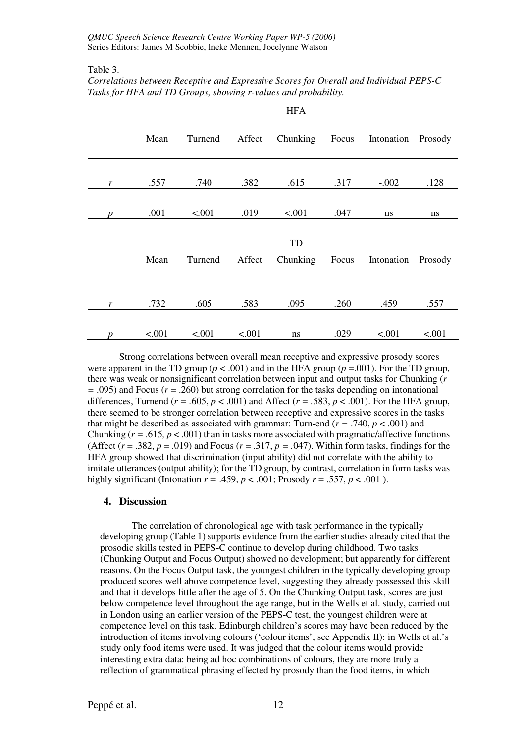Table 3.

*Correlations between Receptive and Expressive Scores for Overall and Individual PEPS-C Tasks for HFA and TD Groups, showing r-values and probability.*

| | HFA | | | | | | |
|---|---|---|---|---|---|---|---|
| | Mean | Turnend | Affect | Chunking | Focus | Intonation | Prosody |
| $r$ | .557 | .740 | .382 | .615 | .317 | -.002 | .128 |
| $p$ | .001 | <.001 | .019 | <.001 | .047 | ns | ns |
| | **TD** | | | | | | |
| | Mean | Turnend | Affect | Chunking | Focus | Intonation | Prosody |
| $r$ | .732 | .605 | .583 | .095 | .260 | .459 | .557 |
| $p$ | <.001 | <.001 | <.001 | ns | .029 | <.001 | <.001 |

Strong correlations between overall mean receptive and expressive prosody scores were apparent in the TD group ($p < .001$) and in the HFA group ($p = .001$). For the TD group, there was weak or nonsignificant correlation between input and output tasks for Chunking ($r = .095$) and Focus ($r = .260$) but strong correlation for the tasks depending on intonational differences, Turnend ($r = .605$, $p < .001$) and Affect ($r = .583$, $p < .001$). For the HFA group, there seemed to be stronger correlation between receptive and expressive scores in the tasks that might be described as associated with grammar: Turn-end ($r = .740$, $p < .001$) and Chunking ($r = .615$, $p < .001$) than in tasks more associated with pragmatic/affective functions (Affect ($r = .382$, $p = .019$) and Focus ($r = .317$, $p = .047$). Within form tasks, findings for the HFA group showed that discrimination (input ability) did not correlate with the ability to imitate utterances (output ability); for the TD group, by contrast, correlation in form tasks was highly significant (Intonation $r = .459$, $p < .001$; Prosody $r = .557$, $p < .001$ ).

## 4. Discussion

The correlation of chronological age with task performance in the typically developing group (Table 1) supports evidence from the earlier studies already cited that the prosodic skills tested in PEPS-C continue to develop during childhood. Two tasks (Chunking Output and Focus Output) showed no development; but apparently for different reasons. On the Focus Output task, the youngest children in the typically developing group produced scores well above competence level, suggesting they already possessed this skill and that it develops little after the age of 5. On the Chunking Output task, scores are just below competence level throughout the age range, but in the Wells et al. study, carried out in London using an earlier version of the PEPS-C test, the youngest children were at competence level on this task. Edinburgh children's scores may have been reduced by the introduction of items involving colours ('colour items', see Appendix II): in Wells et al.'s study only food items were used. It was judged that the colour items would provide interesting extra data: being ad hoc combinations of colours, they are more truly a reflection of grammatical phrasing effected by prosody than the food items, in which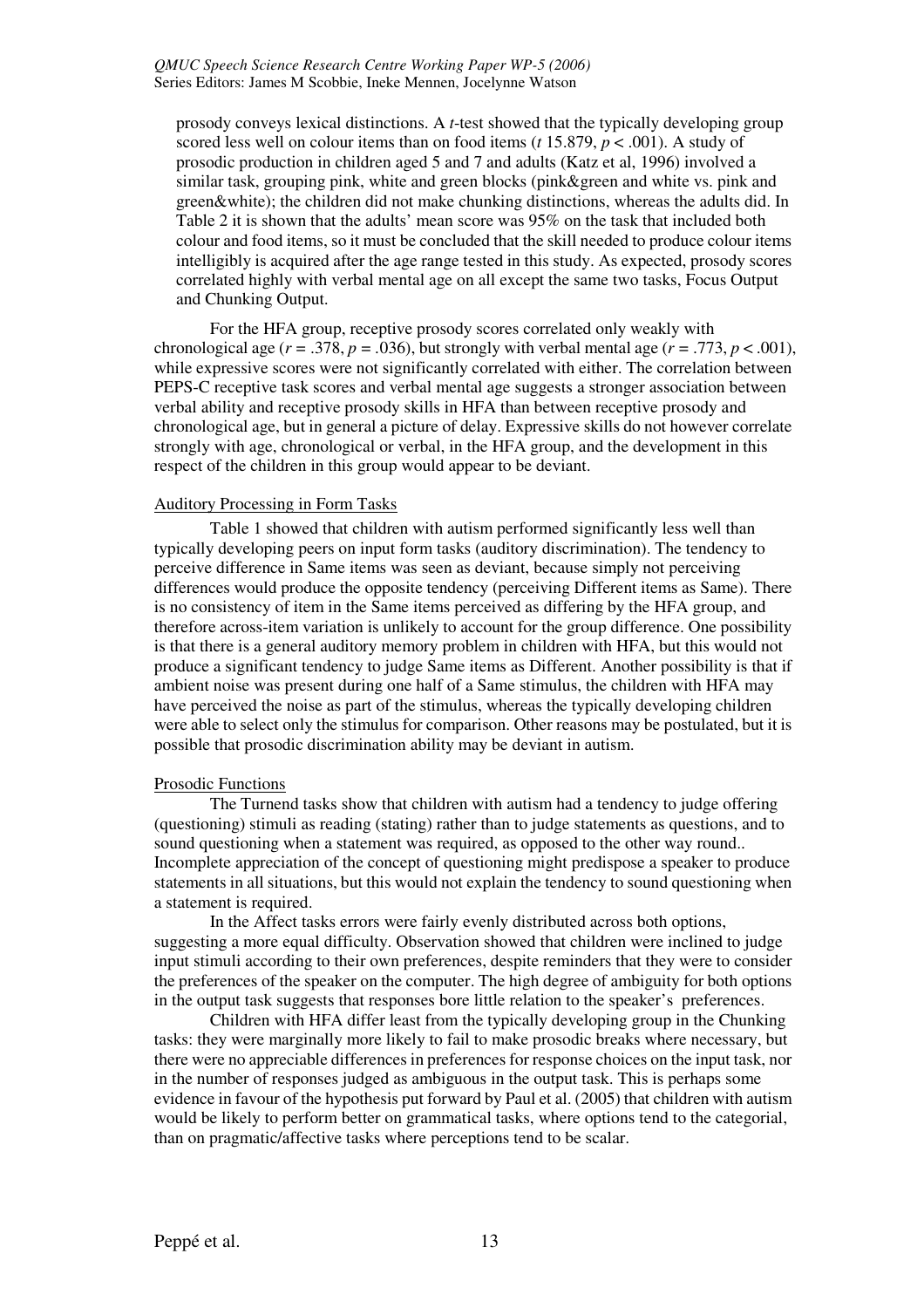prosody conveys lexical distinctions. A *t*-test showed that the typically developing group scored less well on colour items than on food items ($t$ 15.879, $p < .001$). A study of prosodic production in children aged 5 and 7 and adults (Katz et al, 1996) involved a similar task, grouping pink, white and green blocks (pink&green and white vs. pink and green&white); the children did not make chunking distinctions, whereas the adults did. In Table 2 it is shown that the adults' mean score was 95% on the task that included both colour and food items, so it must be concluded that the skill needed to produce colour items intelligibly is acquired after the age range tested in this study. As expected, prosody scores correlated highly with verbal mental age on all except the same two tasks, Focus Output and Chunking Output.

For the HFA group, receptive prosody scores correlated only weakly with chronological age ($r = .378$, $p = .036$), but strongly with verbal mental age ($r = .773$, $p < .001$), while expressive scores were not significantly correlated with either. The correlation between PEPS-C receptive task scores and verbal mental age suggests a stronger association between verbal ability and receptive prosody skills in HFA than between receptive prosody and chronological age, but in general a picture of delay. Expressive skills do not however correlate strongly with age, chronological or verbal, in the HFA group, and the development in this respect of the children in this group would appear to be deviant.

Auditory Processing in Form Tasks

Table 1 showed that children with autism performed significantly less well than typically developing peers on input form tasks (auditory discrimination). The tendency to perceive difference in Same items was seen as deviant, because simply not perceiving differences would produce the opposite tendency (perceiving Different items as Same). There is no consistency of item in the Same items perceived as differing by the HFA group, and therefore across-item variation is unlikely to account for the group difference. One possibility is that there is a general auditory memory problem in children with HFA, but this would not produce a significant tendency to judge Same items as Different. Another possibility is that if ambient noise was present during one half of a Same stimulus, the children with HFA may have perceived the noise as part of the stimulus, whereas the typically developing children were able to select only the stimulus for comparison. Other reasons may be postulated, but it is possible that prosodic discrimination ability may be deviant in autism.

Prosodic Functions

The Turnend tasks show that children with autism had a tendency to judge offering (questioning) stimuli as reading (stating) rather than to judge statements as questions, and to sound questioning when a statement was required, as opposed to the other way round.. Incomplete appreciation of the concept of questioning might predispose a speaker to produce statements in all situations, but this would not explain the tendency to sound questioning when a statement is required.

In the Affect tasks errors were fairly evenly distributed across both options, suggesting a more equal difficulty. Observation showed that children were inclined to judge input stimuli according to their own preferences, despite reminders that they were to consider the preferences of the speaker on the computer. The high degree of ambiguity for both options in the output task suggests that responses bore little relation to the speaker's preferences.

Children with HFA differ least from the typically developing group in the Chunking tasks: they were marginally more likely to fail to make prosodic breaks where necessary, but there were no appreciable differences in preferences for response choices on the input task, nor in the number of responses judged as ambiguous in the output task. This is perhaps some evidence in favour of the hypothesis put forward by Paul et al. (2005) that children with autism would be likely to perform better on grammatical tasks, where options tend to the categorial, than on pragmatic/affective tasks where perceptions tend to be scalar.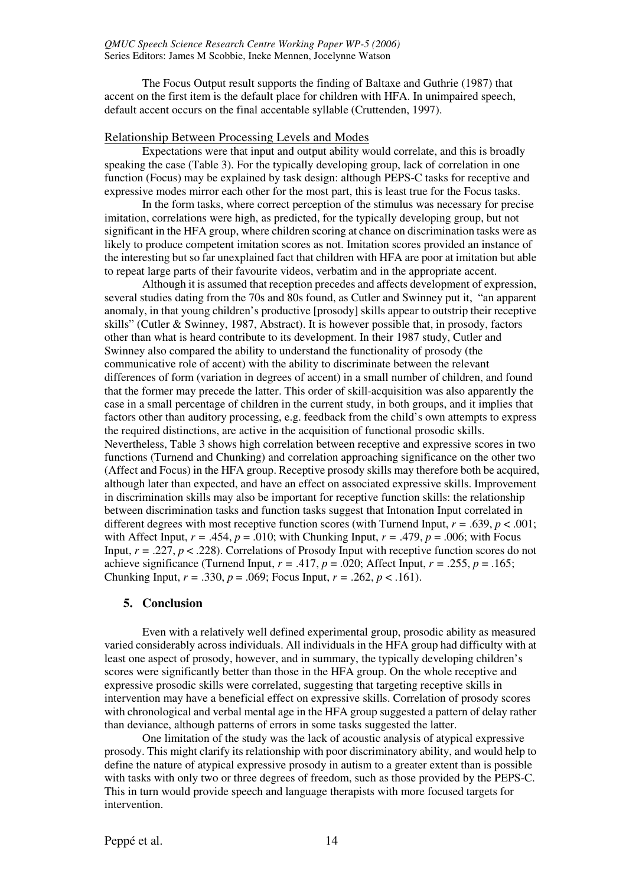The Focus Output result supports the finding of Baltaxe and Guthrie (1987) that accent on the first item is the default place for children with HFA. In unimpaired speech, default accent occurs on the final accentable syllable (Cruttenden, 1997).

### Relationship Between Processing Levels and Modes

Expectations were that input and output ability would correlate, and this is broadly speaking the case (Table 3). For the typically developing group, lack of correlation in one function (Focus) may be explained by task design: although PEPS-C tasks for receptive and expressive modes mirror each other for the most part, this is least true for the Focus tasks.

In the form tasks, where correct perception of the stimulus was necessary for precise imitation, correlations were high, as predicted, for the typically developing group, but not significant in the HFA group, where children scoring at chance on discrimination tasks were as likely to produce competent imitation scores as not. Imitation scores provided an instance of the interesting but so far unexplained fact that children with HFA are poor at imitation but able to repeat large parts of their favourite videos, verbatim and in the appropriate accent.

Although it is assumed that reception precedes and affects development of expression, several studies dating from the 70s and 80s found, as Cutler and Swinney put it, "an apparent anomaly, in that young children's productive [prosody] skills appear to outstrip their receptive skills" (Cutler & Swinney, 1987, Abstract). It is however possible that, in prosody, factors other than what is heard contribute to its development. In their 1987 study, Cutler and Swinney also compared the ability to understand the functionality of prosody (the communicative role of accent) with the ability to discriminate between the relevant differences of form (variation in degrees of accent) in a small number of children, and found that the former may precede the latter. This order of skill-acquisition was also apparently the case in a small percentage of children in the current study, in both groups, and it implies that factors other than auditory processing, e.g. feedback from the child's own attempts to express the required distinctions, are active in the acquisition of functional prosodic skills. Nevertheless, Table 3 shows high correlation between receptive and expressive scores in two functions (Turnend and Chunking) and correlation approaching significance on the other two (Affect and Focus) in the HFA group. Receptive prosody skills may therefore both be acquired, although later than expected, and have an effect on associated expressive skills. Improvement in discrimination skills may also be important for receptive function skills: the relationship between discrimination tasks and function tasks suggest that Intonation Input correlated in different degrees with most receptive function scores (with Turnend Input, $r = .639$, $p < .001$; with Affect Input, $r = .454$, $p = .010$; with Chunking Input, $r = .479$, $p = .006$; with Focus Input, $r = .227$, $p < .228$). Correlations of Prosody Input with receptive function scores do not achieve significance (Turnend Input, $r = .417$, $p = .020$; Affect Input, $r = .255$, $p = .165$; Chunking Input, $r = .330$, $p = .069$; Focus Input, $r = .262$, $p < .161$).

## 5. Conclusion

Even with a relatively well defined experimental group, prosodic ability as measured varied considerably across individuals. All individuals in the HFA group had difficulty with at least one aspect of prosody, however, and in summary, the typically developing children's scores were significantly better than those in the HFA group. On the whole receptive and expressive prosodic skills were correlated, suggesting that targeting receptive skills in intervention may have a beneficial effect on expressive skills. Correlation of prosody scores with chronological and verbal mental age in the HFA group suggested a pattern of delay rather than deviance, although patterns of errors in some tasks suggested the latter.

One limitation of the study was the lack of acoustic analysis of atypical expressive prosody. This might clarify its relationship with poor discriminatory ability, and would help to define the nature of atypical expressive prosody in autism to a greater extent than is possible with tasks with only two or three degrees of freedom, such as those provided by the PEPS-C. This in turn would provide speech and language therapists with more focused targets for intervention.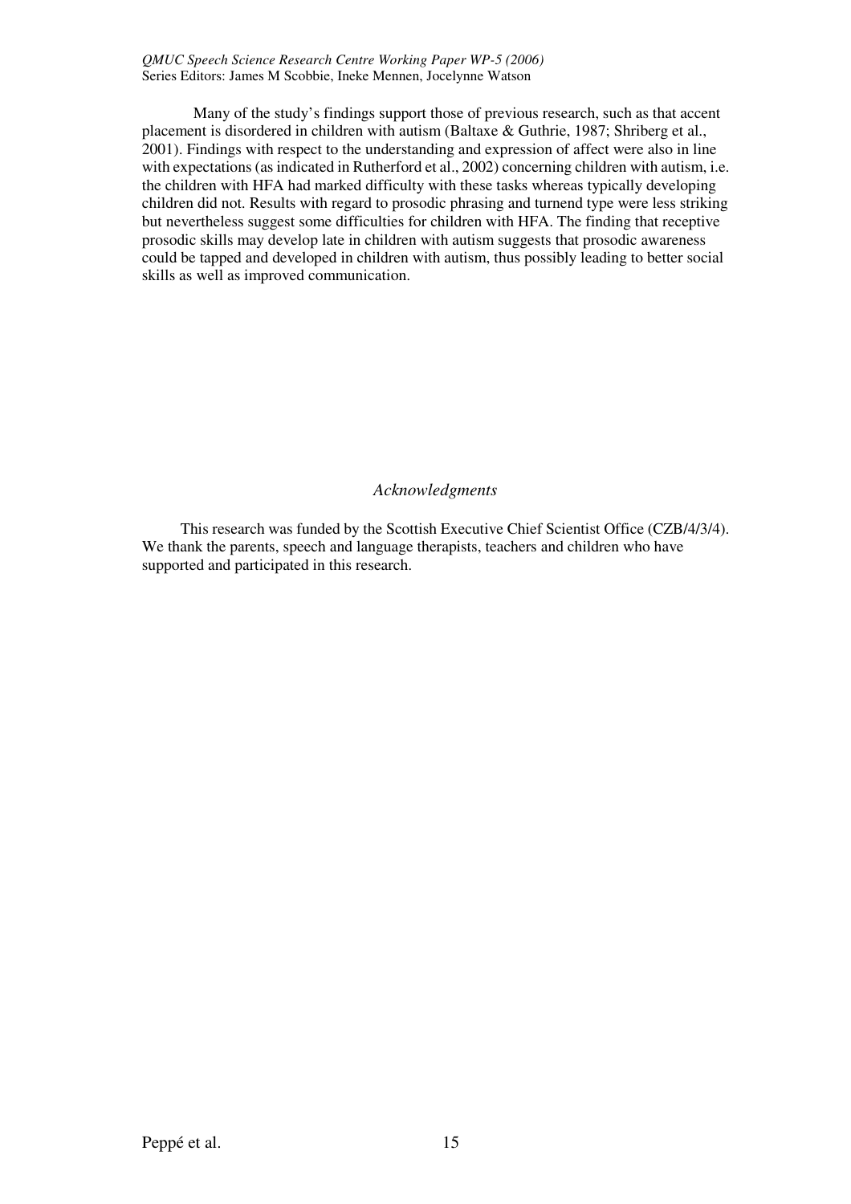Many of the study's findings support those of previous research, such as that accent placement is disordered in children with autism (Baltaxe & Guthrie, 1987; Shriberg et al., 2001). Findings with respect to the understanding and expression of affect were also in line with expectations (as indicated in Rutherford et al., 2002) concerning children with autism, i.e. the children with HFA had marked difficulty with these tasks whereas typically developing children did not. Results with regard to prosodic phrasing and turnend type were less striking but nevertheless suggest some difficulties for children with HFA. The finding that receptive prosodic skills may develop late in children with autism suggests that prosodic awareness could be tapped and developed in children with autism, thus possibly leading to better social skills as well as improved communication.

## *Acknowledgments*

This research was funded by the Scottish Executive Chief Scientist Office (CZB/4/3/4). We thank the parents, speech and language therapists, teachers and children who have supported and participated in this research.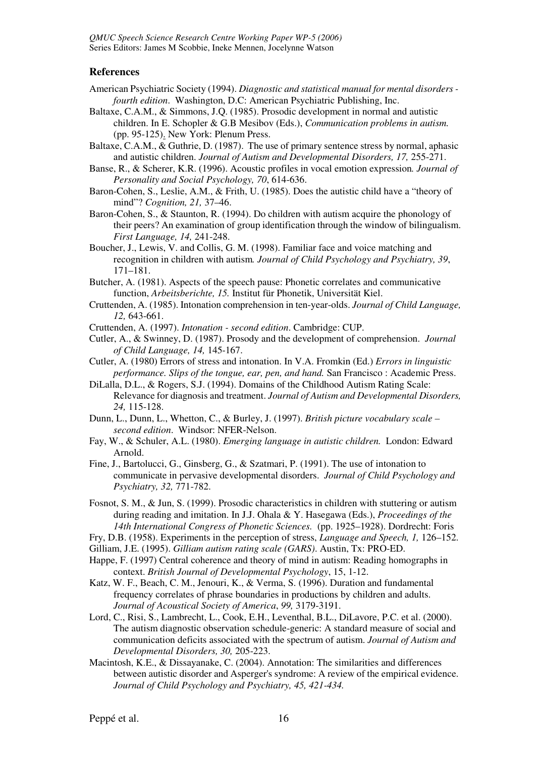## References

American Psychiatric Society (1994). *Diagnostic and statistical manual for mental disorders - fourth edition*. Washington, D.C: American Psychiatric Publishing, Inc.

Baltaxe, C.A.M., & Simmons, J.Q. (1985). Prosodic development in normal and autistic children. In E. Schopler & G.B Mesibov (Eds.), *Communication problems in autism.* (pp. 95-125). New York: Plenum Press.

Baltaxe, C.A.M., & Guthrie, D. (1987). The use of primary sentence stress by normal, aphasic and autistic children. *Journal of Autism and Developmental Disorders, 17,* 255-271.

Banse, R., & Scherer, K.R. (1996). Acoustic profiles in vocal emotion expression*. Journal of Personality and Social Psychology, 70*, 614-636.

Baron-Cohen, S., Leslie, A.M., & Frith, U. (1985). Does the autistic child have a "theory of mind"? *Cognition, 21,* 37–46.

Baron-Cohen, S., & Staunton, R. (1994). Do children with autism acquire the phonology of their peers? An examination of group identification through the window of bilingualism. *First Language, 14,* 241-248.

Boucher, J., Lewis, V. and Collis, G. M. (1998). Familiar face and voice matching and recognition in children with autism*. Journal of Child Psychology and Psychiatry, 39*, 171–181.

Butcher, A. (1981). Aspects of the speech pause: Phonetic correlates and communicative function, *Arbeitsberichte, 15.* Institut für Phonetik, Universität Kiel.

Cruttenden, A. (1985). Intonation comprehension in ten-year-olds. *Journal of Child Language, 12,* 643-661.

Cruttenden, A. (1997). *Intonation - second edition*. Cambridge: CUP.

Cutler, A., & Swinney, D. (1987). Prosody and the development of comprehension. *Journal of Child Language, 14,* 145-167.

Cutler, A. (1980) Errors of stress and intonation. In V.A. Fromkin (Ed.) *Errors in linguistic performance. Slips of the tongue, ear, pen, and hand.* San Francisco : Academic Press.

DiLalla, D.L., & Rogers, S.J. (1994). Domains of the Childhood Autism Rating Scale: Relevance for diagnosis and treatment. *Journal of Autism and Developmental Disorders, 24,* 115-128.

Dunn, L., Dunn, L., Whetton, C., & Burley, J. (1997). *British picture vocabulary scale – second edition*. Windsor: NFER-Nelson.

Fay, W., & Schuler, A.L. (1980). *Emerging language in autistic children.* London: Edward Arnold.

Fine, J., Bartolucci, G., Ginsberg, G., & Szatmari, P. (1991). The use of intonation to communicate in pervasive developmental disorders. *Journal of Child Psychology and Psychiatry, 32,* 771-782.

Fosnot, S. M., & Jun, S. (1999). Prosodic characteristics in children with stuttering or autism during reading and imitation. In J.J. Ohala & Y. Hasegawa (Eds.), *Proceedings of the 14th International Congress of Phonetic Sciences.* (pp. 1925–1928). Dordrecht: Foris

Fry, D.B. (1958). Experiments in the perception of stress, *Language and Speech, 1,* 126–152.

Gilliam, J.E. (1995). *Gilliam autism rating scale (GARS)*. Austin, Tx: PRO-ED.

Happe, F. (1997) Central coherence and theory of mind in autism: Reading homographs in context. *British Journal of Developmental Psychology*, 15, 1-12.

Katz, W. F., Beach, C. M., Jenouri, K., & Verma, S. (1996). Duration and fundamental frequency correlates of phrase boundaries in productions by children and adults. *Journal of Acoustical Society of America*, *99,* 3179-3191.

Lord, C., Risi, S., Lambrecht, L., Cook, E.H., Leventhal, B.L., DiLavore, P.C. et al. (2000). The autism diagnostic observation schedule-generic: A standard measure of social and communication deficits associated with the spectrum of autism. *Journal of Autism and Developmental Disorders, 30,* 205-223.

Macintosh, K.E., & Dissayanake, C. (2004). Annotation: The similarities and differences between autistic disorder and Asperger's syndrome: A review of the empirical evidence. *Journal of Child Psychology and Psychiatry, 45, 421-434.*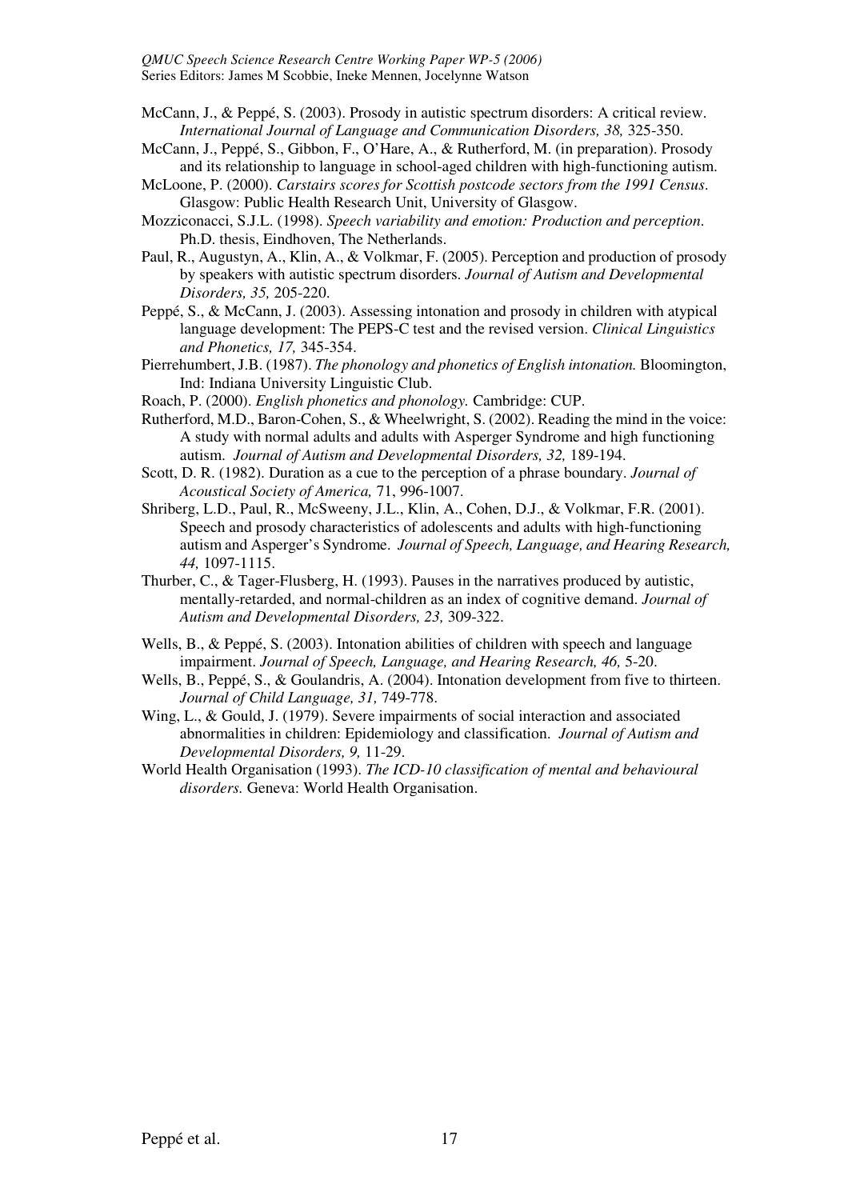McCann, J., & Peppé, S. (2003). Prosody in autistic spectrum disorders: A critical review. *International Journal of Language and Communication Disorders, 38,* 325-350.

McCann, J., Peppé, S., Gibbon, F., O'Hare, A., & Rutherford, M. (in preparation). Prosody and its relationship to language in school-aged children with high-functioning autism.

McLoone, P. (2000). *Carstairs scores for Scottish postcode sectors from the 1991 Census*. Glasgow: Public Health Research Unit, University of Glasgow.

Mozziconacci, S.J.L. (1998). *Speech variability and emotion: Production and perception*. Ph.D. thesis, Eindhoven, The Netherlands.

Paul, R., Augustyn, A., Klin, A., & Volkmar, F. (2005). Perception and production of prosody by speakers with autistic spectrum disorders. *Journal of Autism and Developmental Disorders, 35,* 205-220.

Peppé, S., & McCann, J. (2003). Assessing intonation and prosody in children with atypical language development: The PEPS-C test and the revised version. *Clinical Linguistics and Phonetics, 17,* 345-354.

Pierrehumbert, J.B. (1987). *The phonology and phonetics of English intonation.* Bloomington, Ind: Indiana University Linguistic Club.

Roach, P. (2000). *English phonetics and phonology.* Cambridge: CUP.

Rutherford, M.D., Baron-Cohen, S., & Wheelwright, S. (2002). Reading the mind in the voice: A study with normal adults and adults with Asperger Syndrome and high functioning autism. *Journal of Autism and Developmental Disorders, 32,* 189-194.

Scott, D. R. (1982). Duration as a cue to the perception of a phrase boundary. *Journal of Acoustical Society of America,* 71, 996-1007.

Shriberg, L.D., Paul, R., McSweeny, J.L., Klin, A., Cohen, D.J., & Volkmar, F.R. (2001). Speech and prosody characteristics of adolescents and adults with high-functioning autism and Asperger's Syndrome. *Journal of Speech, Language, and Hearing Research, 44,* 1097-1115.

Thurber, C., & Tager-Flusberg, H. (1993). Pauses in the narratives produced by autistic, mentally-retarded, and normal-children as an index of cognitive demand. *Journal of Autism and Developmental Disorders, 23,* 309-322.

Wells, B., & Peppé, S. (2003). Intonation abilities of children with speech and language impairment. *Journal of Speech, Language, and Hearing Research, 46,* 5-20.

Wells, B., Peppé, S., & Goulandris, A. (2004). Intonation development from five to thirteen. *Journal of Child Language, 31,* 749-778.

Wing, L., & Gould, J. (1979). Severe impairments of social interaction and associated abnormalities in children: Epidemiology and classification. *Journal of Autism and Developmental Disorders, 9,* 11-29.

World Health Organisation (1993). *The ICD-10 classification of mental and behavioural disorders.* Geneva: World Health Organisation.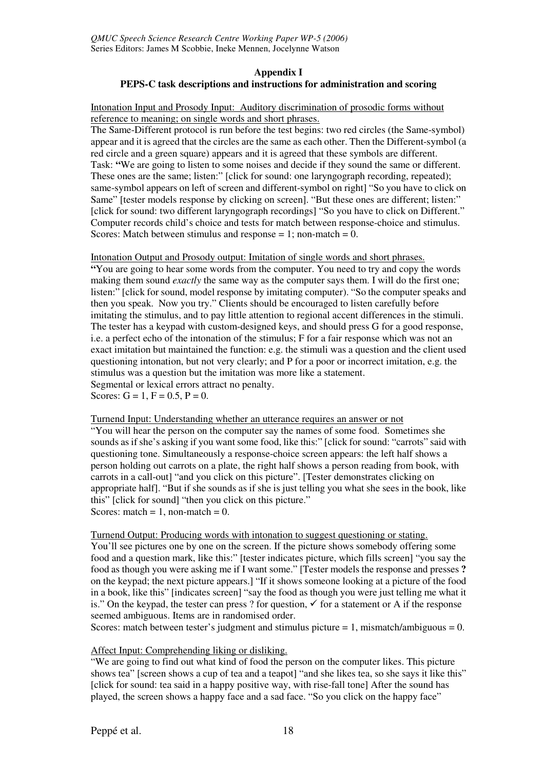**Appendix I**

**PEPS-C task descriptions and instructions for administration and scoring**

Intonation Input and Prosody Input: Auditory discrimination of prosodic forms without reference to meaning; on single words and short phrases.

The Same-Different protocol is run before the test begins: two red circles (the Same-symbol) appear and it is agreed that the circles are the same as each other. Then the Different-symbol (a red circle and a green square) appears and it is agreed that these symbols are different.
Task: **"**We are going to listen to some noises and decide if they sound the same or different. These ones are the same; listen:" [click for sound: one laryngograph recording, repeated); same-symbol appears on left of screen and different-symbol on right] "So you have to click on Same" [tester models response by clicking on screen]. "But these ones are different; listen:" [click for sound: two different laryngograph recordings] "So you have to click on Different." Computer records child's choice and tests for match between response-choice and stimulus.
Scores: Match between stimulus and response = 1; non-match = 0.

Intonation Output and Prosody output: Imitation of single words and short phrases.

**"**You are going to hear some words from the computer. You need to try and copy the words making them sound *exactly* the same way as the computer says them. I will do the first one; listen:" [click for sound, model response by imitating computer). "So the computer speaks and then you speak. Now you try." Clients should be encouraged to listen carefully before imitating the stimulus, and to pay little attention to regional accent differences in the stimuli. The tester has a keypad with custom-designed keys, and should press G for a good response, i.e. a perfect echo of the intonation of the stimulus; F for a fair response which was not an exact imitation but maintained the function: e.g. the stimuli was a question and the client used questioning intonation, but not very clearly; and P for a poor or incorrect imitation, e.g. the stimulus was a question but the imitation was more like a statement.
Segmental or lexical errors attract no penalty.
Scores: G = 1, F = 0.5, P = 0.

Turnend Input: Understanding whether an utterance requires an answer or not

"You will hear the person on the computer say the names of some food. Sometimes she sounds as if she's asking if you want some food, like this:" [click for sound: "carrots" said with questioning tone. Simultaneously a response-choice screen appears: the left half shows a person holding out carrots on a plate, the right half shows a person reading from book, with carrots in a call-out] "and you click on this picture". [Tester demonstrates clicking on appropriate half]. "But if she sounds as if she is just telling you what she sees in the book, like this" [click for sound] "then you click on this picture."
Scores: match = 1, non-match = 0.

Turnend Output: Producing words with intonation to suggest questioning or stating.

You'll see pictures one by one on the screen. If the picture shows somebody offering some food and a question mark, like this:" [tester indicates picture, which fills screen] "you say the food as though you were asking me if I want some." [Tester models the response and presses **?** on the keypad; the next picture appears.] "If it shows someone looking at a picture of the food in a book, like this" [indicates screen] "say the food as though you were just telling me what it is." On the keypad, the tester can press ? for question, ✓ for a statement or A if the response seemed ambiguous. Items are in randomised order.
Scores: match between tester's judgment and stimulus picture = 1, mismatch/ambiguous = 0.

Affect Input: Comprehending liking or disliking.

"We are going to find out what kind of food the person on the computer likes. This picture shows tea" [screen shows a cup of tea and a teapot] "and she likes tea, so she says it like this" [click for sound: tea said in a happy positive way, with rise-fall tone] After the sound has played, the screen shows a happy face and a sad face. "So you click on the happy face"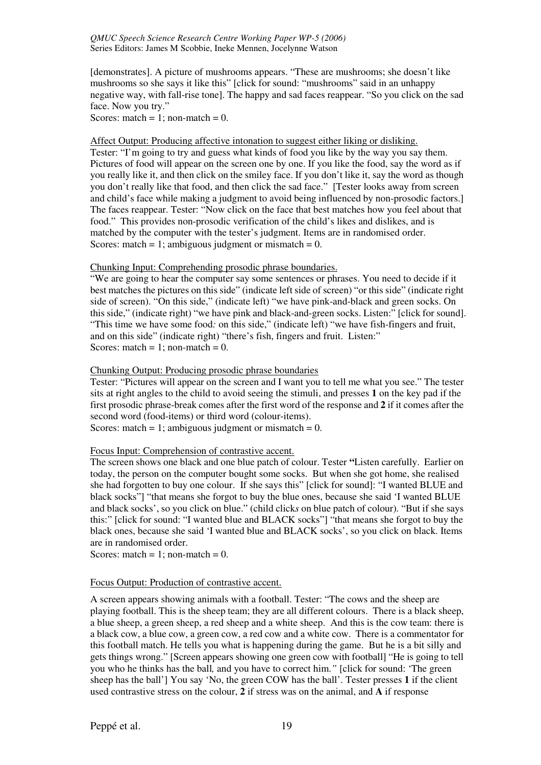[demonstrates]. A picture of mushrooms appears. "These are mushrooms; she doesn't like mushrooms so she says it like this" [click for sound: "mushrooms" said in an unhappy negative way, with fall-rise tone]. The happy and sad faces reappear. "So you click on the sad face. Now you try."
Scores: match = 1; non-match = 0.

Affect Output: Producing affective intonation to suggest either liking or disliking.
Tester: "I'm going to try and guess what kinds of food you like by the way you say them. Pictures of food will appear on the screen one by one. If you like the food, say the word as if you really like it, and then click on the smiley face. If you don't like it, say the word as though you don't really like that food, and then click the sad face." [Tester looks away from screen and child's face while making a judgment to avoid being influenced by non-prosodic factors.] The faces reappear. Tester: "Now click on the face that best matches how you feel about that food." This provides non-prosodic verification of the child's likes and dislikes, and is matched by the computer with the tester's judgment. Items are in randomised order.
Scores: match = 1; ambiguous judgment or mismatch = 0.

Chunking Input: Comprehending prosodic phrase boundaries.
"We are going to hear the computer say some sentences or phrases. You need to decide if it best matches the pictures on this side" (indicate left side of screen) "or this side" (indicate right side of screen). "On this side," (indicate left) "we have pink-and-black and green socks. On this side," (indicate right) "we have pink and black-and-green socks. Listen:" [click for sound]. "This time we have some food*:* on this side," (indicate left) "we have fish-fingers and fruit, and on this side" (indicate right) "there's fish, fingers and fruit. Listen:"
Scores: match = 1; non-match = 0.

Chunking Output: Producing prosodic phrase boundaries
Tester: "Pictures will appear on the screen and I want you to tell me what you see." The tester sits at right angles to the child to avoid seeing the stimuli, and presses **1** on the key pad if the first prosodic phrase-break comes after the first word of the response and **2** if it comes after the second word (food-items) or third word (colour-items).
Scores: match = 1; ambiguous judgment or mismatch = 0.

Focus Input: Comprehension of contrastive accent.
The screen shows one black and one blue patch of colour. Tester **"**Listen carefully. Earlier on today, the person on the computer bought some socks. But when she got home, she realised she had forgotten to buy one colour. If she says this" [click for sound]: "I wanted BLUE and black socks"] "that means she forgot to buy the blue ones, because she said 'I wanted BLUE and black socks', so you click on blue." (child click*s* on blue patch of colour). "But if she says this:" [click for sound: "I wanted blue and BLACK socks"] "that means she forgot to buy the black ones, because she said 'I wanted blue and BLACK socks', so you click on black. Items are in randomised order.
Scores: match = 1; non-match = 0.

Focus Output: Production of contrastive accent.

A screen appears showing animals with a football. Tester: "The cows and the sheep are playing football. This is the sheep team; they are all different colours. There is a black sheep, a blue sheep, a green sheep, a red sheep and a white sheep. And this is the cow team: there is a black cow, a blue cow, a green cow, a red cow and a white cow. There is a commentator for this football match. He tells you what is happening during the game. But he is a bit silly and gets things wrong." [Screen appears showing one green cow with football] "He is going to tell you who he thinks has the ball*,* and you have to correct him.*"* [click for sound: 'The green sheep has the ball'] You say 'No, the green COW has the ball'. Tester presses **1** if the client used contrastive stress on the colour, **2** if stress was on the animal, and **A** if response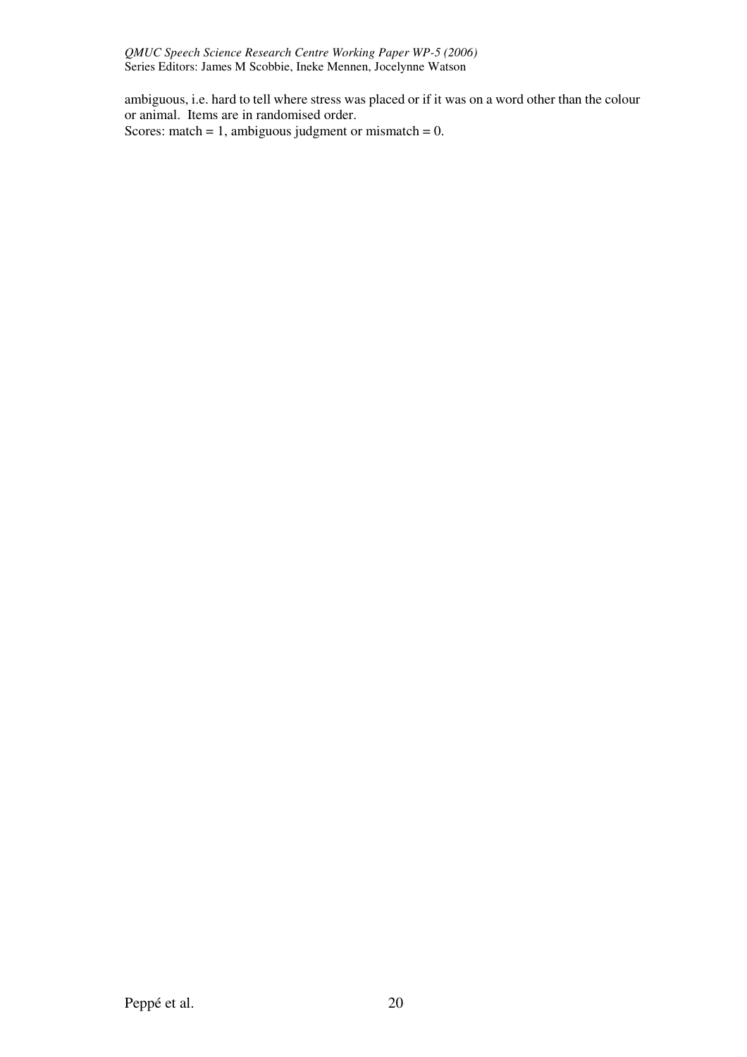ambiguous, i.e. hard to tell where stress was placed or if it was on a word other than the colour or animal. Items are in randomised order.
Scores: match = 1, ambiguous judgment or mismatch = 0.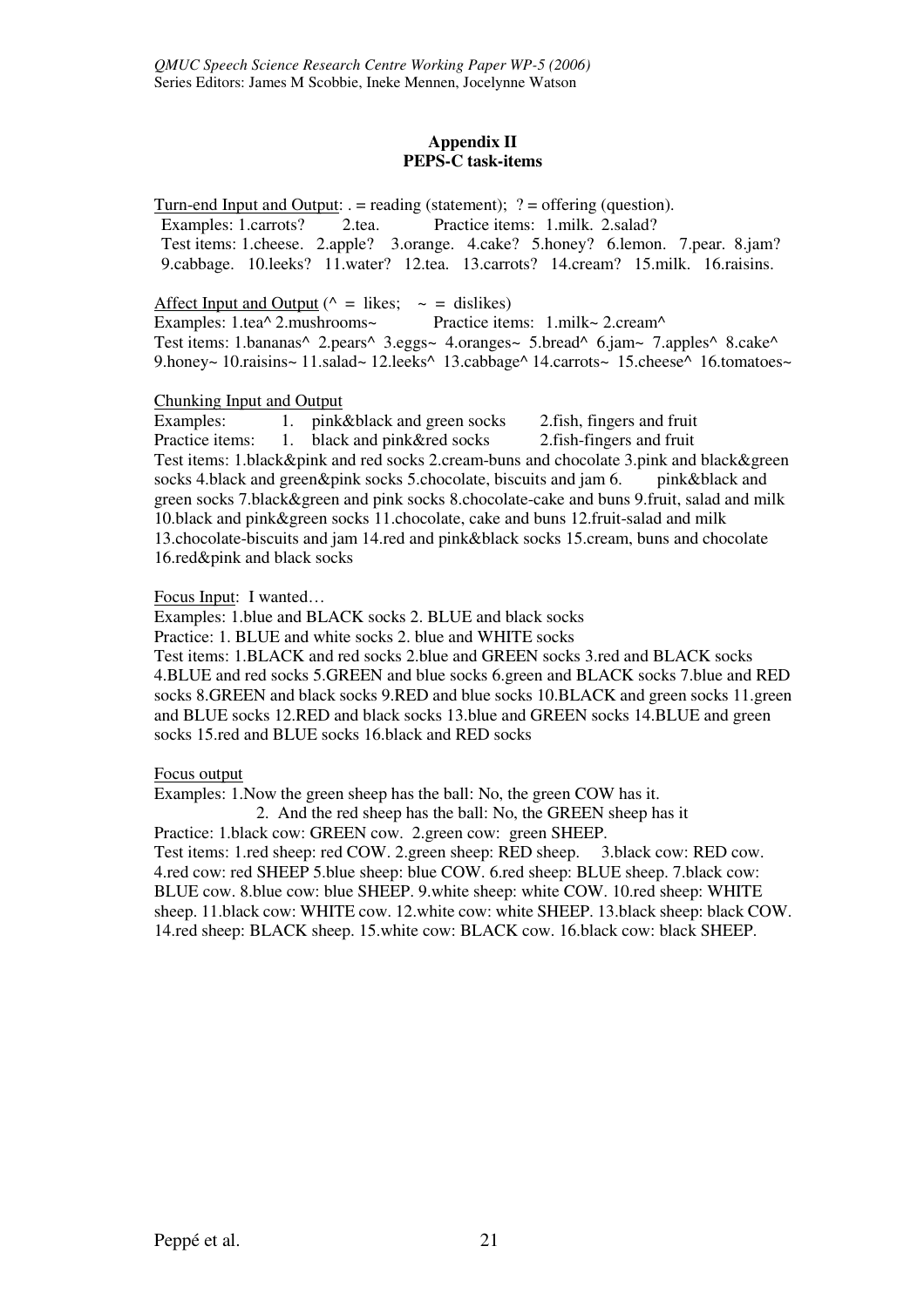## Appendix II
## PEPS-C task-items

Turn-end Input and Output: . = reading (statement); ? = offering (question).
Examples: 1.carrots? 2.tea. Practice items: 1.milk. 2.salad?
Test items: 1.cheese. 2.apple? 3.orange. 4.cake? 5.honey? 6.lemon. 7.pear. 8.jam? 9.cabbage. 10.leeks? 11.water? 12.tea. 13.carrots? 14.cream? 15.milk. 16.raisins.

Affect Input and Output (^ = likes; ~ = dislikes)
Examples: 1.tea^ 2.mushrooms~ Practice items: 1.milk~ 2.cream^
Test items: 1.bananas^ 2.pears^ 3.eggs~ 4.oranges~ 5.bread^ 6.jam~ 7.apples^ 8.cake^ 9.honey~ 10.raisins~ 11.salad~ 12.leeks^ 13.cabbage^ 14.carrots~ 15.cheese^ 16.tomatoes~

Chunking Input and Output
Examples: 1. pink&black and green socks 2.fish, fingers and fruit
Practice items: 1. black and pink&red socks 2.fish-fingers and fruit
Test items: 1.black&pink and red socks 2.cream-buns and chocolate 3.pink and black&green socks 4.black and green&pink socks 5.chocolate, biscuits and jam 6. pink&black and green socks 7.black&green and pink socks 8.chocolate-cake and buns 9.fruit, salad and milk 10.black and pink&green socks 11.chocolate, cake and buns 12.fruit-salad and milk 13.chocolate-biscuits and jam 14.red and pink&black socks 15.cream, buns and chocolate 16.red&pink and black socks

Focus Input: I wanted…
Examples: 1.blue and BLACK socks 2. BLUE and black socks
Practice: 1. BLUE and white socks 2. blue and WHITE socks
Test items: 1.BLACK and red socks 2.blue and GREEN socks 3.red and BLACK socks 4.BLUE and red socks 5.GREEN and blue socks 6.green and BLACK socks 7.blue and RED socks 8.GREEN and black socks 9.RED and blue socks 10.BLACK and green socks 11.green and BLUE socks 12.RED and black socks 13.blue and GREEN socks 14.BLUE and green socks 15.red and BLUE socks 16.black and RED socks

Focus output
Examples: 1.Now the green sheep has the ball: No, the green COW has it.
2. And the red sheep has the ball: No, the GREEN sheep has it
Practice: 1.black cow: GREEN cow. 2.green cow: green SHEEP.
Test items: 1.red sheep: red COW. 2.green sheep: RED sheep. 3.black cow: RED cow. 4.red cow: red SHEEP 5.blue sheep: blue COW. 6.red sheep: BLUE sheep. 7.black cow: BLUE cow. 8.blue cow: blue SHEEP. 9.white sheep: white COW. 10.red sheep: WHITE sheep. 11.black cow: WHITE cow. 12.white cow: white SHEEP. 13.black sheep: black COW. 14.red sheep: BLACK sheep. 15.white cow: BLACK cow. 16.black cow: black SHEEP.